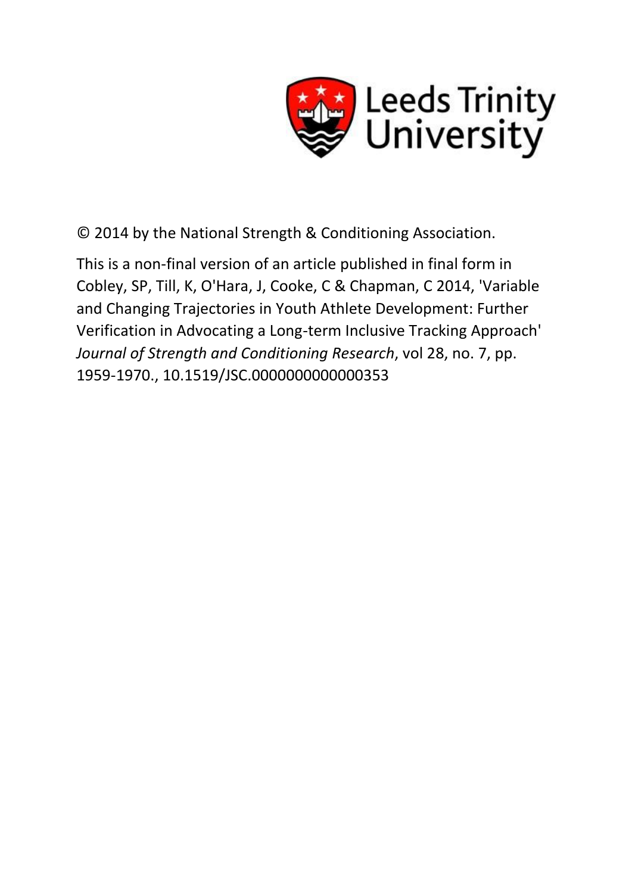Leeds Trinity University

© 2014 by the National Strength & Conditioning Association.

This is a non-final version of an article published in final form in Cobley, SP, Till, K, O'Hara, J, Cooke, C & Chapman, C 2014, 'Variable and Changing Trajectories in Youth Athlete Development: Further Verification in Advocating a Long-term Inclusive Tracking Approach' *Journal of Strength and Conditioning Research*, vol 28, no. 7, pp. 1959-1970., 10.1519/JSC.0000000000000353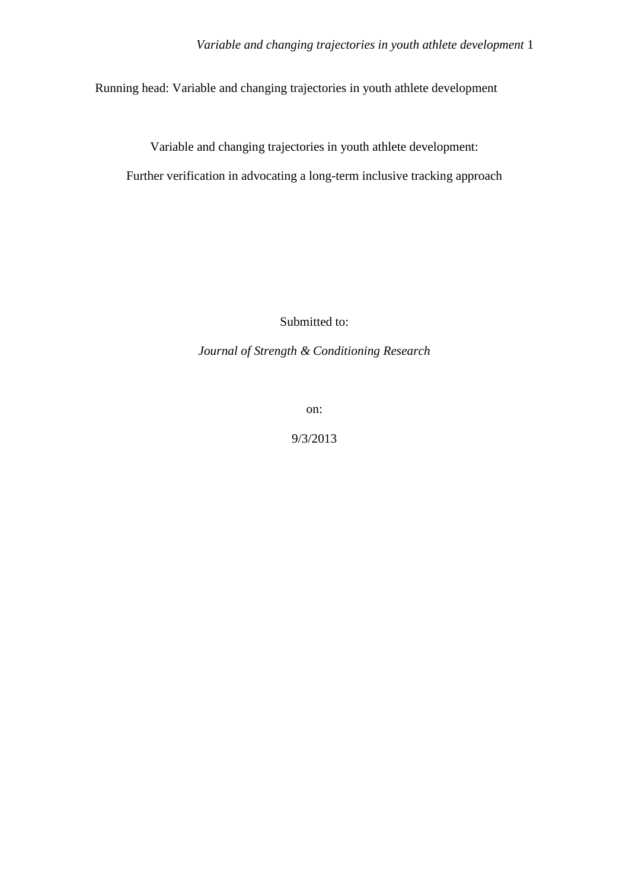Running head: Variable and changing trajectories in youth athlete development

Variable and changing trajectories in youth athlete development:

Further verification in advocating a long-term inclusive tracking approach

Submitted to:

*Journal of Strength & Conditioning Research*

on:

9/3/2013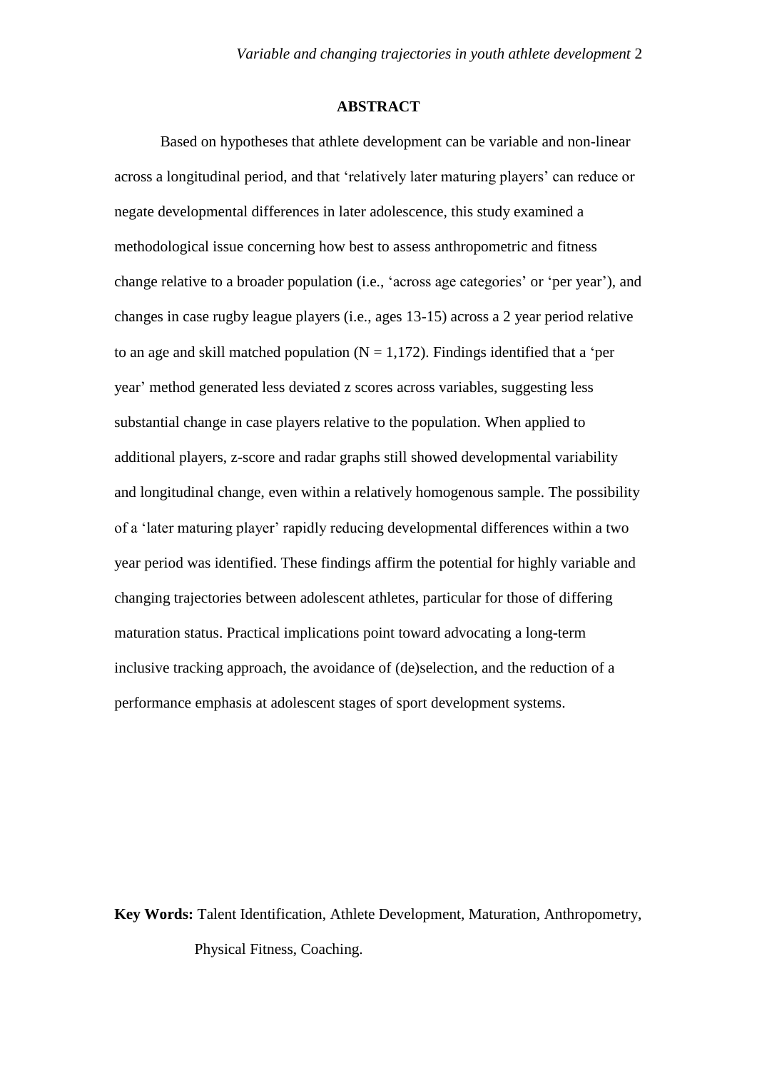## ABSTRACT

Based on hypotheses that athlete development can be variable and non-linear across a longitudinal period, and that 'relatively later maturing players' can reduce or negate developmental differences in later adolescence, this study examined a methodological issue concerning how best to assess anthropometric and fitness change relative to a broader population (i.e., 'across age categories' or 'per year'), and changes in case rugby league players (i.e., ages 13-15) across a 2 year period relative to an age and skill matched population (N = 1,172). Findings identified that a 'per year' method generated less deviated z scores across variables, suggesting less substantial change in case players relative to the population. When applied to additional players, z-score and radar graphs still showed developmental variability and longitudinal change, even within a relatively homogenous sample. The possibility of a 'later maturing player' rapidly reducing developmental differences within a two year period was identified. These findings affirm the potential for highly variable and changing trajectories between adolescent athletes, particular for those of differing maturation status. Practical implications point toward advocating a long-term inclusive tracking approach, the avoidance of (de)selection, and the reduction of a performance emphasis at adolescent stages of sport development systems.

**Key Words:** Talent Identification, Athlete Development, Maturation, Anthropometry, Physical Fitness, Coaching.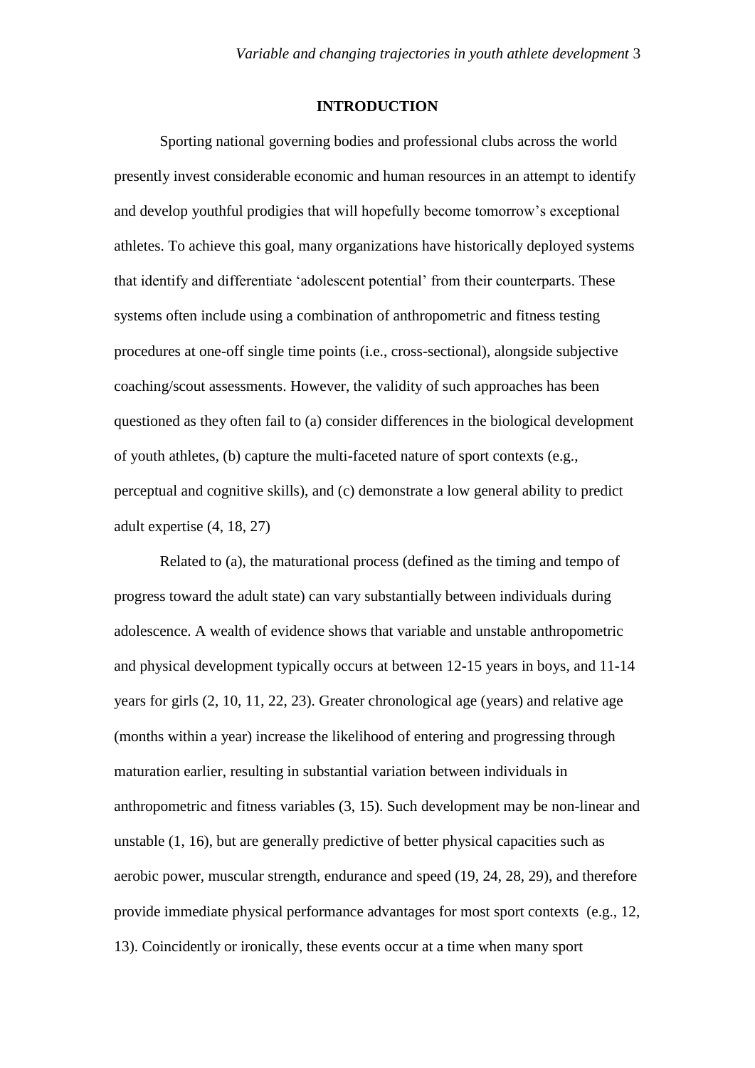## INTRODUCTION

Sporting national governing bodies and professional clubs across the world presently invest considerable economic and human resources in an attempt to identify and develop youthful prodigies that will hopefully become tomorrow's exceptional athletes. To achieve this goal, many organizations have historically deployed systems that identify and differentiate 'adolescent potential' from their counterparts. These systems often include using a combination of anthropometric and fitness testing procedures at one-off single time points (i.e., cross-sectional), alongside subjective coaching/scout assessments. However, the validity of such approaches has been questioned as they often fail to (a) consider differences in the biological development of youth athletes, (b) capture the multi-faceted nature of sport contexts (e.g., perceptual and cognitive skills), and (c) demonstrate a low general ability to predict adult expertise (4, 18, 27)

Related to (a), the maturational process (defined as the timing and tempo of progress toward the adult state) can vary substantially between individuals during adolescence. A wealth of evidence shows that variable and unstable anthropometric and physical development typically occurs at between 12-15 years in boys, and 11-14 years for girls (2, 10, 11, 22, 23). Greater chronological age (years) and relative age (months within a year) increase the likelihood of entering and progressing through maturation earlier, resulting in substantial variation between individuals in anthropometric and fitness variables (3, 15). Such development may be non-linear and unstable (1, 16), but are generally predictive of better physical capacities such as aerobic power, muscular strength, endurance and speed (19, 24, 28, 29), and therefore provide immediate physical performance advantages for most sport contexts (e.g., 12, 13). Coincidently or ironically, these events occur at a time when many sport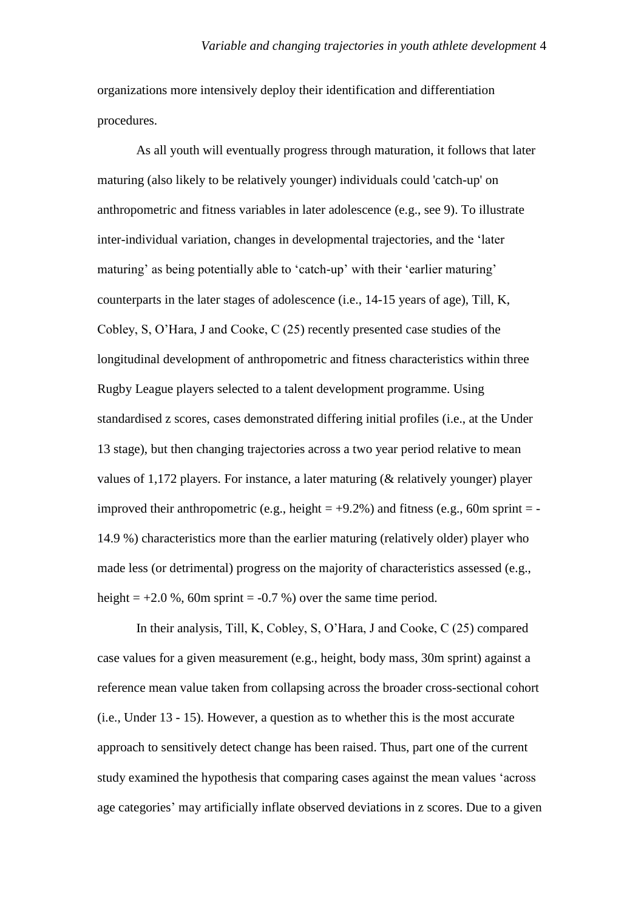organizations more intensively deploy their identification and differentiation procedures.

As all youth will eventually progress through maturation, it follows that later maturing (also likely to be relatively younger) individuals could 'catch-up' on anthropometric and fitness variables in later adolescence (e.g., see 9). To illustrate inter-individual variation, changes in developmental trajectories, and the 'later maturing' as being potentially able to 'catch-up' with their 'earlier maturing' counterparts in the later stages of adolescence (i.e., 14-15 years of age), Till, K, Cobley, S, O'Hara, J and Cooke, C (25) recently presented case studies of the longitudinal development of anthropometric and fitness characteristics within three Rugby League players selected to a talent development programme. Using standardised z scores, cases demonstrated differing initial profiles (i.e., at the Under 13 stage), but then changing trajectories across a two year period relative to mean values of 1,172 players. For instance, a later maturing (& relatively younger) player improved their anthropometric (e.g., height = +9.2%) and fitness (e.g., 60m sprint = -14.9 %) characteristics more than the earlier maturing (relatively older) player who made less (or detrimental) progress on the majority of characteristics assessed (e.g., height = +2.0 %, 60m sprint = -0.7 %) over the same time period.

In their analysis, Till, K, Cobley, S, O'Hara, J and Cooke, C (25) compared case values for a given measurement (e.g., height, body mass, 30m sprint) against a reference mean value taken from collapsing across the broader cross-sectional cohort (i.e., Under 13 - 15). However, a question as to whether this is the most accurate approach to sensitively detect change has been raised. Thus, part one of the current study examined the hypothesis that comparing cases against the mean values 'across age categories' may artificially inflate observed deviations in z scores. Due to a given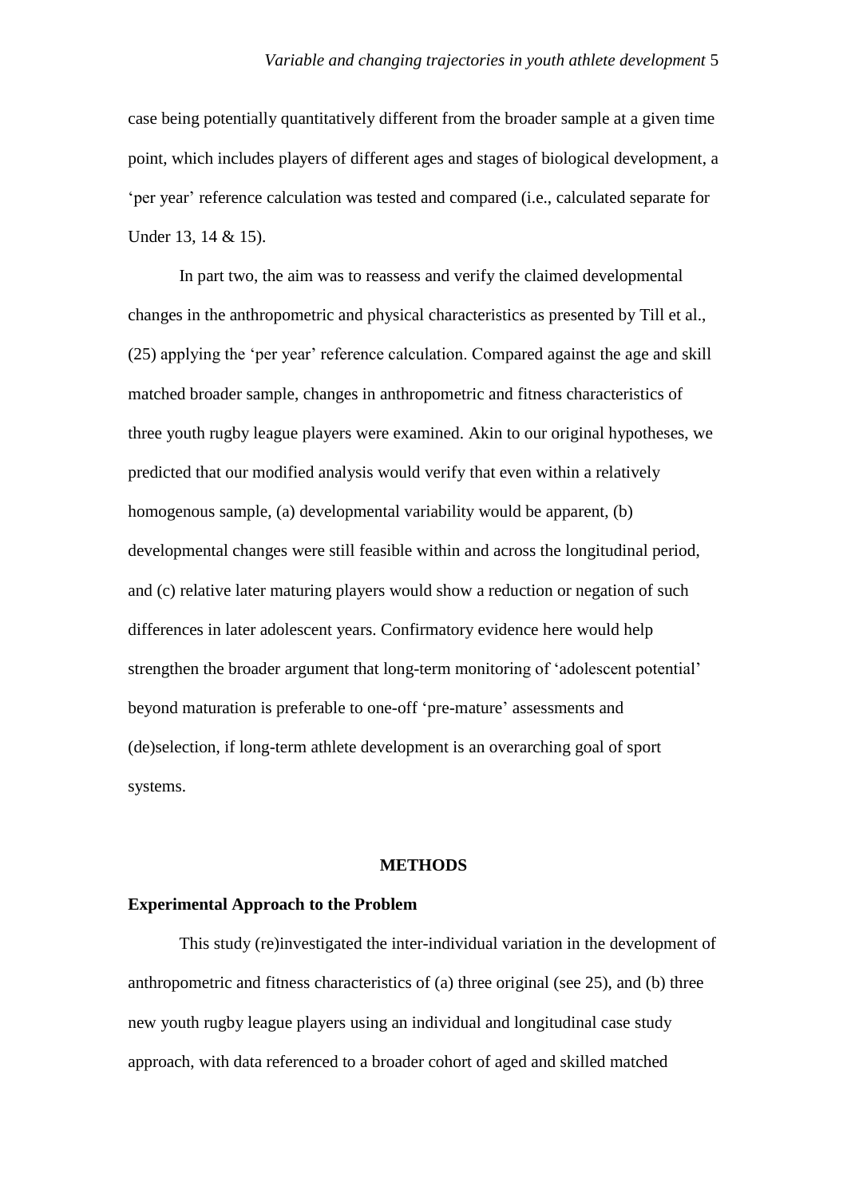case being potentially quantitatively different from the broader sample at a given time point, which includes players of different ages and stages of biological development, a 'per year' reference calculation was tested and compared (i.e., calculated separate for Under 13, 14 & 15).

In part two, the aim was to reassess and verify the claimed developmental changes in the anthropometric and physical characteristics as presented by Till et al., (25) applying the 'per year' reference calculation. Compared against the age and skill matched broader sample, changes in anthropometric and fitness characteristics of three youth rugby league players were examined. Akin to our original hypotheses, we predicted that our modified analysis would verify that even within a relatively homogenous sample, (a) developmental variability would be apparent, (b) developmental changes were still feasible within and across the longitudinal period, and (c) relative later maturing players would show a reduction or negation of such differences in later adolescent years. Confirmatory evidence here would help strengthen the broader argument that long-term monitoring of 'adolescent potential' beyond maturation is preferable to one-off 'pre-mature' assessments and (de)selection, if long-term athlete development is an overarching goal of sport systems.

## METHODS

### Experimental Approach to the Problem

This study (re)investigated the inter-individual variation in the development of anthropometric and fitness characteristics of (a) three original (see 25), and (b) three new youth rugby league players using an individual and longitudinal case study approach, with data referenced to a broader cohort of aged and skilled matched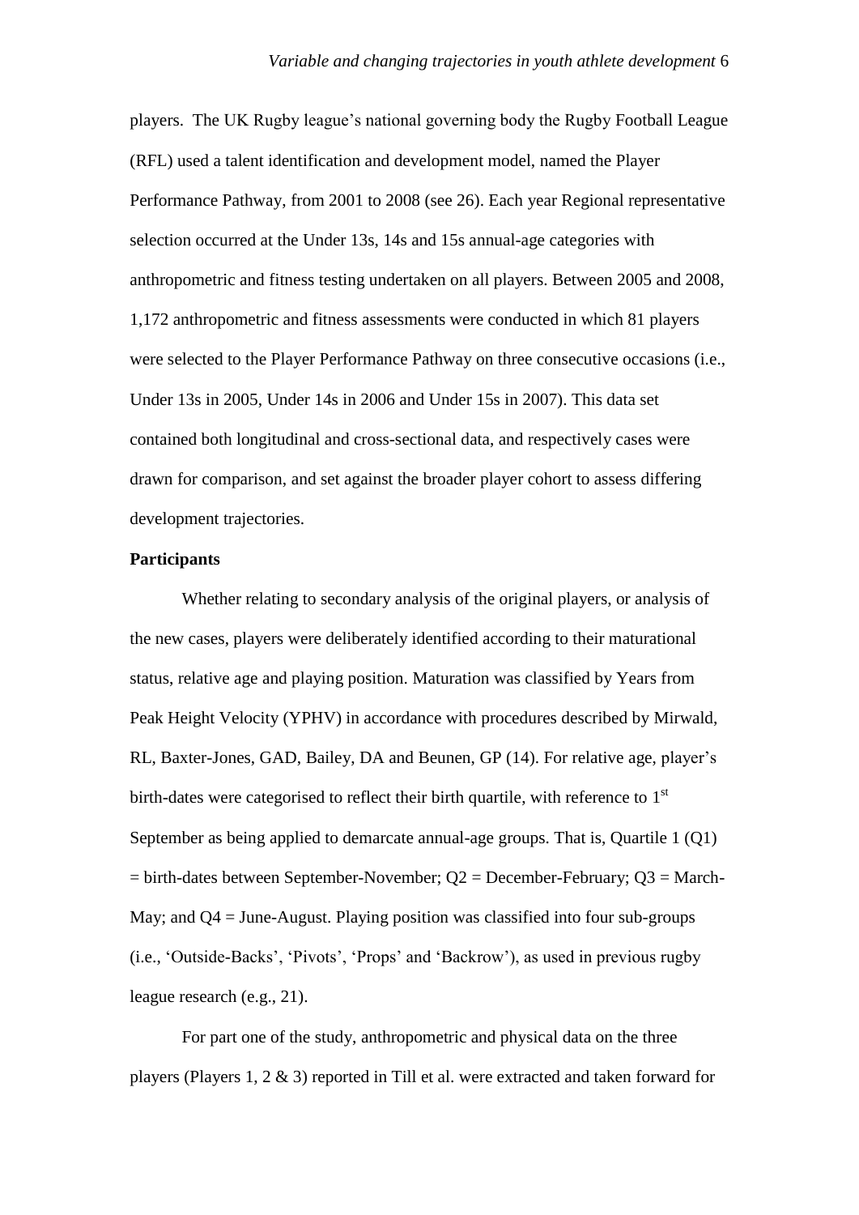players. The UK Rugby league's national governing body the Rugby Football League (RFL) used a talent identification and development model, named the Player Performance Pathway, from 2001 to 2008 (see 26). Each year Regional representative selection occurred at the Under 13s, 14s and 15s annual-age categories with anthropometric and fitness testing undertaken on all players. Between 2005 and 2008, 1,172 anthropometric and fitness assessments were conducted in which 81 players were selected to the Player Performance Pathway on three consecutive occasions (i.e., Under 13s in 2005, Under 14s in 2006 and Under 15s in 2007). This data set contained both longitudinal and cross-sectional data, and respectively cases were drawn for comparison, and set against the broader player cohort to assess differing development trajectories.

**Participants**

Whether relating to secondary analysis of the original players, or analysis of the new cases, players were deliberately identified according to their maturational status, relative age and playing position. Maturation was classified by Years from Peak Height Velocity (YPHV) in accordance with procedures described by Mirwald, RL, Baxter-Jones, GAD, Bailey, DA and Beunen, GP (14). For relative age, player's birth-dates were categorised to reflect their birth quartile, with reference to 1st September as being applied to demarcate annual-age groups. That is, Quartile 1 (Q1) = birth-dates between September-November; Q2 = December-February; Q3 = March-May; and Q4 = June-August. Playing position was classified into four sub-groups (i.e., 'Outside-Backs', 'Pivots', 'Props' and 'Backrow'), as used in previous rugby league research (e.g., 21).

For part one of the study, anthropometric and physical data on the three players (Players 1, 2 & 3) reported in Till et al. were extracted and taken forward for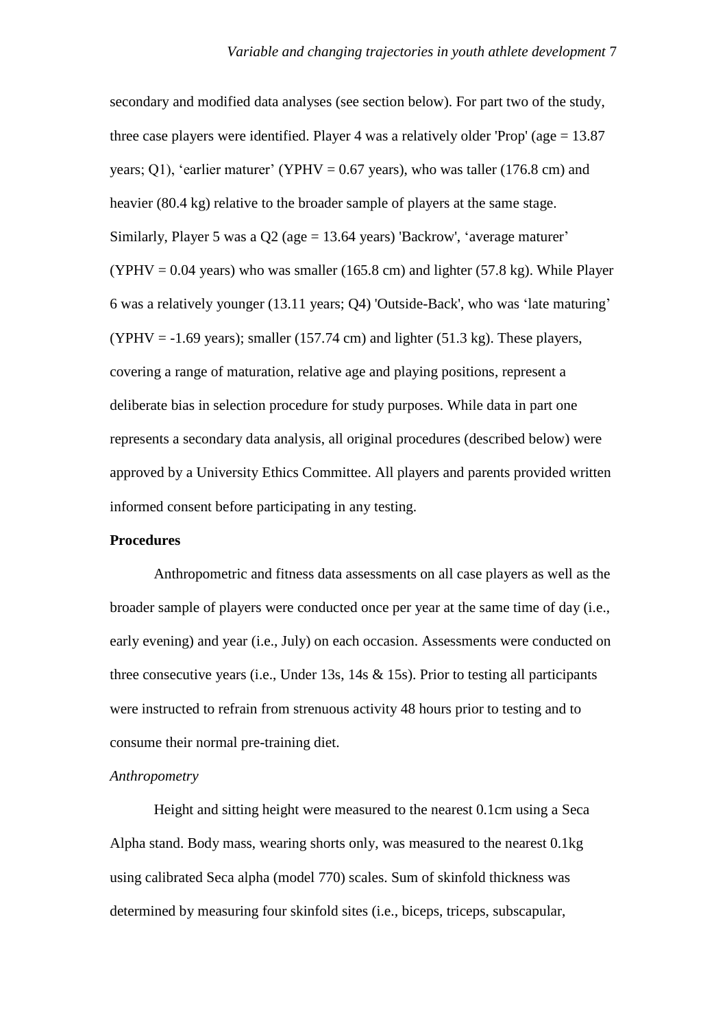secondary and modified data analyses (see section below). For part two of the study, three case players were identified. Player 4 was a relatively older 'Prop' (age = 13.87 years; Q1), 'earlier maturer' (YPHV = 0.67 years), who was taller (176.8 cm) and heavier (80.4 kg) relative to the broader sample of players at the same stage. Similarly, Player 5 was a Q2 (age = 13.64 years) 'Backrow', 'average maturer' (YPHV = 0.04 years) who was smaller (165.8 cm) and lighter (57.8 kg). While Player 6 was a relatively younger (13.11 years; Q4) 'Outside-Back', who was 'late maturing' (YPHV = -1.69 years); smaller (157.74 cm) and lighter (51.3 kg). These players, covering a range of maturation, relative age and playing positions, represent a deliberate bias in selection procedure for study purposes. While data in part one represents a secondary data analysis, all original procedures (described below) were approved by a University Ethics Committee. All players and parents provided written informed consent before participating in any testing.

**Procedures**

Anthropometric and fitness data assessments on all case players as well as the broader sample of players were conducted once per year at the same time of day (i.e., early evening) and year (i.e., July) on each occasion. Assessments were conducted on three consecutive years (i.e., Under 13s, 14s & 15s). Prior to testing all participants were instructed to refrain from strenuous activity 48 hours prior to testing and to consume their normal pre-training diet.

*Anthropometry*

Height and sitting height were measured to the nearest 0.1cm using a Seca Alpha stand. Body mass, wearing shorts only, was measured to the nearest 0.1kg using calibrated Seca alpha (model 770) scales. Sum of skinfold thickness was determined by measuring four skinfold sites (i.e., biceps, triceps, subscapular,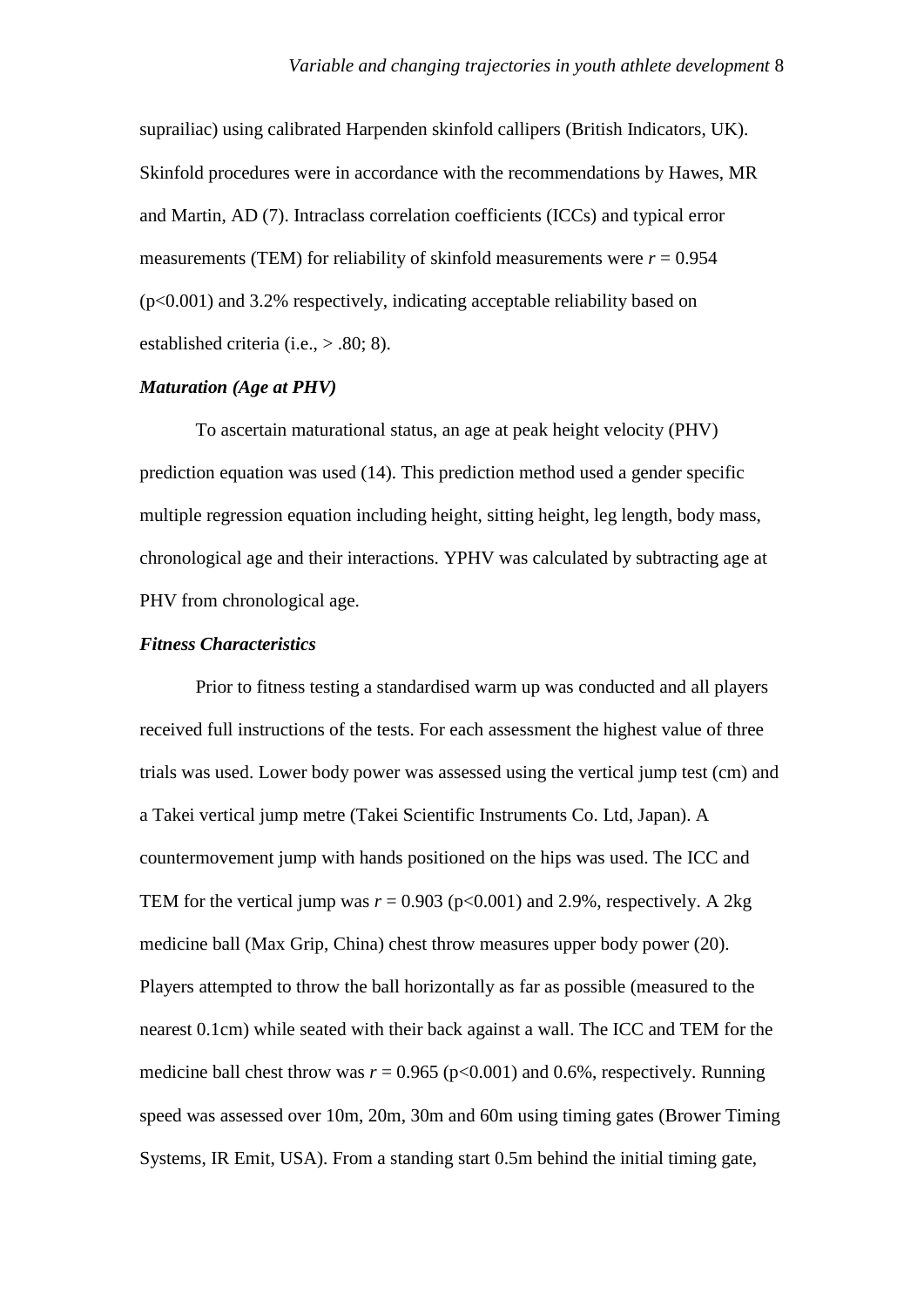suprailiac) using calibrated Harpenden skinfold callipers (British Indicators, UK). Skinfold procedures were in accordance with the recommendations by Hawes, MR and Martin, AD (7). Intraclass correlation coefficients (ICCs) and typical error measurements (TEM) for reliability of skinfold measurements were $r = 0.954$ ($p<0.001$) and 3.2% respectively, indicating acceptable reliability based on established criteria (i.e., > .80; 8).

### *Maturation (Age at PHV)*

To ascertain maturational status, an age at peak height velocity (PHV) prediction equation was used (14). This prediction method used a gender specific multiple regression equation including height, sitting height, leg length, body mass, chronological age and their interactions. YPHV was calculated by subtracting age at PHV from chronological age.

### *Fitness Characteristics*

Prior to fitness testing a standardised warm up was conducted and all players received full instructions of the tests. For each assessment the highest value of three trials was used. Lower body power was assessed using the vertical jump test (cm) and a Takei vertical jump metre (Takei Scientific Instruments Co. Ltd, Japan). A countermovement jump with hands positioned on the hips was used. The ICC and TEM for the vertical jump was $r = 0.903$ ($p<0.001$) and 2.9%, respectively. A 2kg medicine ball (Max Grip, China) chest throw measures upper body power (20). Players attempted to throw the ball horizontally as far as possible (measured to the nearest 0.1cm) while seated with their back against a wall. The ICC and TEM for the medicine ball chest throw was $r = 0.965$ ($p<0.001$) and 0.6%, respectively. Running speed was assessed over 10m, 20m, 30m and 60m using timing gates (Brower Timing Systems, IR Emit, USA). From a standing start 0.5m behind the initial timing gate,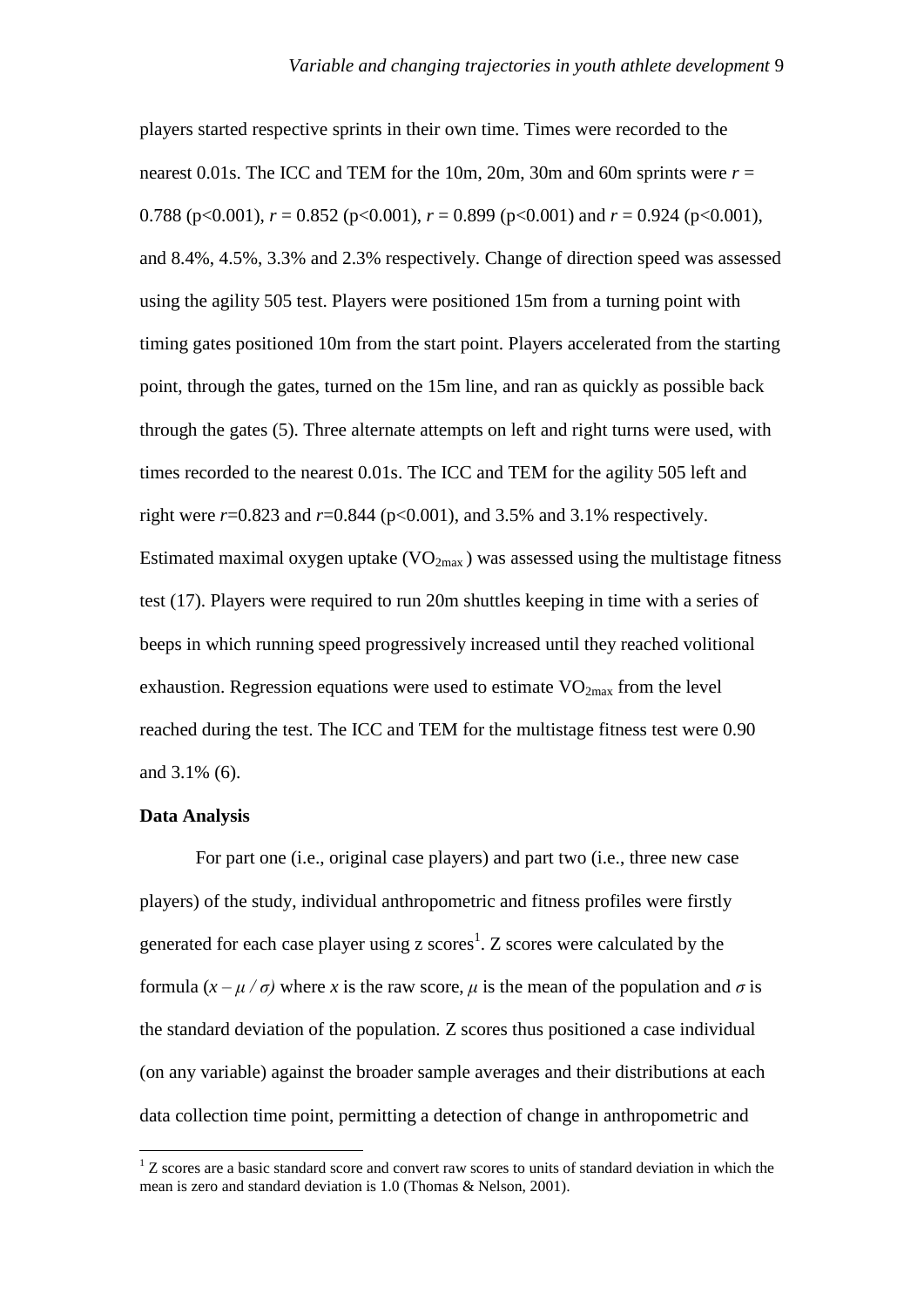players started respective sprints in their own time. Times were recorded to the nearest 0.01s. The ICC and TEM for the 10m, 20m, 30m and 60m sprints were $r$ = 0.788 (p<0.001), $r$ = 0.852 (p<0.001), $r$ = 0.899 (p<0.001) and $r$ = 0.924 (p<0.001), and 8.4%, 4.5%, 3.3% and 2.3% respectively. Change of direction speed was assessed using the agility 505 test. Players were positioned 15m from a turning point with timing gates positioned 10m from the start point. Players accelerated from the starting point, through the gates, turned on the 15m line, and ran as quickly as possible back through the gates (5). Three alternate attempts on left and right turns were used, with times recorded to the nearest 0.01s. The ICC and TEM for the agility 505 left and right were $r$=0.823 and $r$=0.844 (p<0.001), and 3.5% and 3.1% respectively. Estimated maximal oxygen uptake ($VO_{2max}$) was assessed using the multistage fitness test (17). Players were required to run 20m shuttles keeping in time with a series of beeps in which running speed progressively increased until they reached volitional exhaustion. Regression equations were used to estimate $VO_{2max}$ from the level reached during the test. The ICC and TEM for the multistage fitness test were 0.90 and 3.1% (6).

**Data Analysis**

For part one (i.e., original case players) and part two (i.e., three new case players) of the study, individual anthropometric and fitness profiles were firstly generated for each case player using z scores[1]. Z scores were calculated by the formula ($x – \mu / \sigma$) where $x$ is the raw score, $\mu$ is the mean of the population and $\sigma$ is the standard deviation of the population. Z scores thus positioned a case individual (on any variable) against the broader sample averages and their distributions at each data collection time point, permitting a detection of change in anthropometric and

[1] Z scores are a basic standard score and convert raw scores to units of standard deviation in which the mean is zero and standard deviation is 1.0 (Thomas & Nelson, 2001).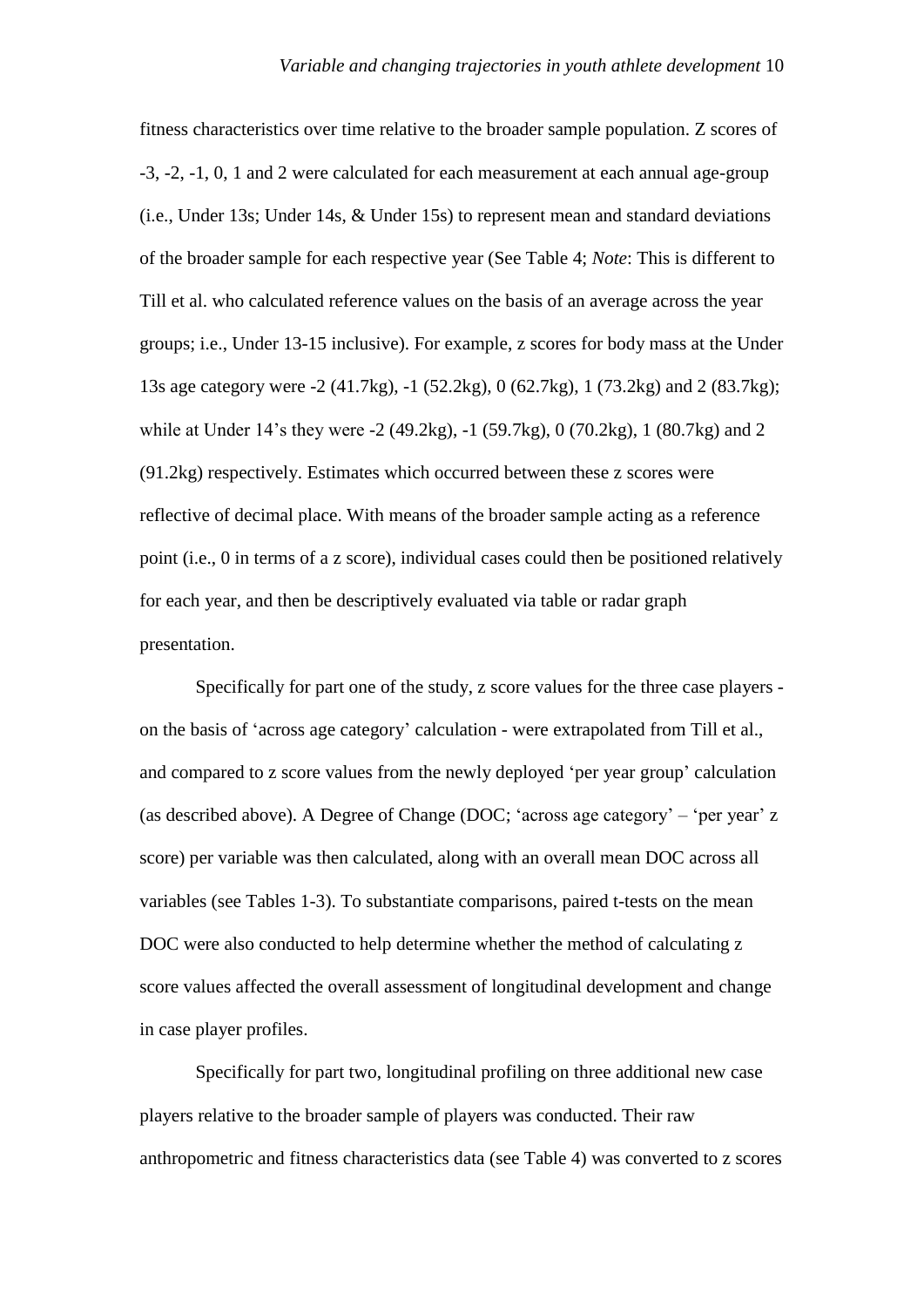fitness characteristics over time relative to the broader sample population. Z scores of -3, -2, -1, 0, 1 and 2 were calculated for each measurement at each annual age-group (i.e., Under 13s; Under 14s, & Under 15s) to represent mean and standard deviations of the broader sample for each respective year (See Table 4; *Note*: This is different to Till et al. who calculated reference values on the basis of an average across the year groups; i.e., Under 13-15 inclusive). For example, z scores for body mass at the Under 13s age category were -2 (41.7kg), -1 (52.2kg), 0 (62.7kg), 1 (73.2kg) and 2 (83.7kg); while at Under 14's they were -2 (49.2kg), -1 (59.7kg), 0 (70.2kg), 1 (80.7kg) and 2 (91.2kg) respectively. Estimates which occurred between these z scores were reflective of decimal place. With means of the broader sample acting as a reference point (i.e., 0 in terms of a z score), individual cases could then be positioned relatively for each year, and then be descriptively evaluated via table or radar graph presentation.

Specifically for part one of the study, z score values for the three case players - on the basis of 'across age category' calculation - were extrapolated from Till et al., and compared to z score values from the newly deployed 'per year group' calculation (as described above). A Degree of Change (DOC; 'across age category' – 'per year' z score) per variable was then calculated, along with an overall mean DOC across all variables (see Tables 1-3). To substantiate comparisons, paired t-tests on the mean DOC were also conducted to help determine whether the method of calculating z score values affected the overall assessment of longitudinal development and change in case player profiles.

Specifically for part two, longitudinal profiling on three additional new case players relative to the broader sample of players was conducted. Their raw anthropometric and fitness characteristics data (see Table 4) was converted to z scores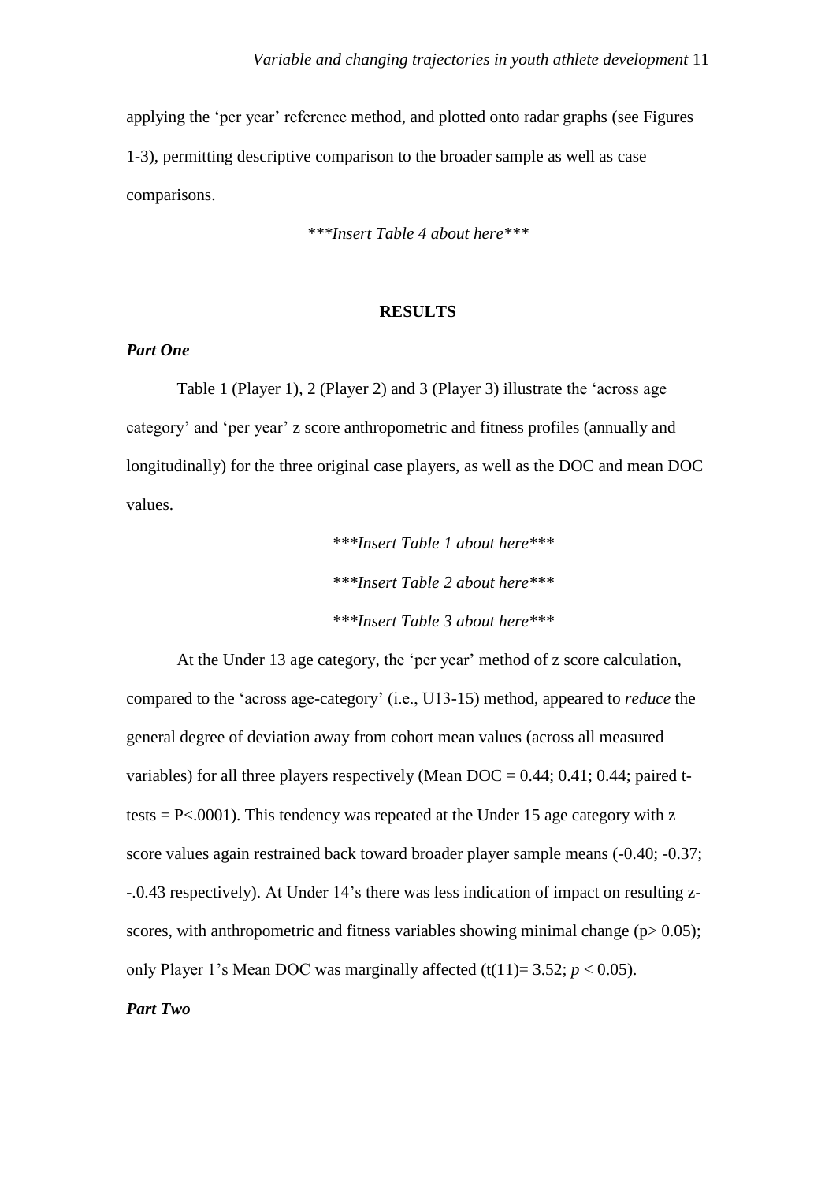applying the 'per year' reference method, and plotted onto radar graphs (see Figures 1-3), permitting descriptive comparison to the broader sample as well as case comparisons.

*\*\*\*Insert Table 4 about here\*\*\**

## RESULTS

### *Part One*

Table 1 (Player 1), 2 (Player 2) and 3 (Player 3) illustrate the 'across age category' and 'per year' z score anthropometric and fitness profiles (annually and longitudinally) for the three original case players, as well as the DOC and mean DOC values.

*\*\*\*Insert Table 1 about here\*\*\**

*\*\*\*Insert Table 2 about here\*\*\**

*\*\*\*Insert Table 3 about here\*\*\**

At the Under 13 age category, the 'per year' method of z score calculation, compared to the 'across age-category' (i.e., U13-15) method, appeared to *reduce* the general degree of deviation away from cohort mean values (across all measured variables) for all three players respectively (Mean DOC = 0.44; 0.41; 0.44; paired t-tests = $P<.0001$). This tendency was repeated at the Under 15 age category with z score values again restrained back toward broader player sample means (-0.40; -0.37; -.0.43 respectively). At Under 14's there was less indication of impact on resulting z-scores, with anthropometric and fitness variables showing minimal change ($p> 0.05$); only Player 1's Mean DOC was marginally affected ($t(11)= 3.52$; $p < 0.05$).

### *Part Two*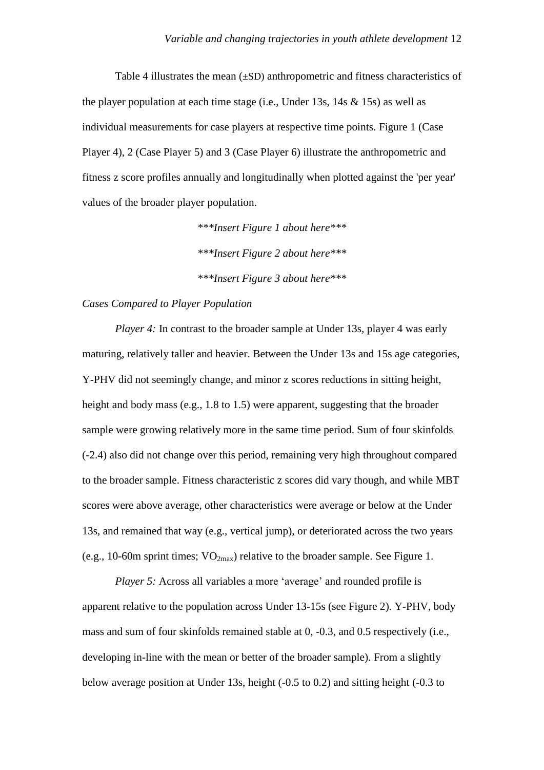Table 4 illustrates the mean (±SD) anthropometric and fitness characteristics of the player population at each time stage (i.e., Under 13s, 14s & 15s) as well as individual measurements for case players at respective time points. Figure 1 (Case Player 4), 2 (Case Player 5) and 3 (Case Player 6) illustrate the anthropometric and fitness z score profiles annually and longitudinally when plotted against the 'per year' values of the broader player population.

****Insert Figure 1 about here****

****Insert Figure 2 about here****

****Insert Figure 3 about here****

*Cases Compared to Player Population*

*Player 4:* In contrast to the broader sample at Under 13s, player 4 was early maturing, relatively taller and heavier. Between the Under 13s and 15s age categories, Y-PHV did not seemingly change, and minor z scores reductions in sitting height, height and body mass (e.g., 1.8 to 1.5) were apparent, suggesting that the broader sample were growing relatively more in the same time period. Sum of four skinfolds (-2.4) also did not change over this period, remaining very high throughout compared to the broader sample. Fitness characteristic z scores did vary though, and while MBT scores were above average, other characteristics were average or below at the Under 13s, and remained that way (e.g., vertical jump), or deteriorated across the two years (e.g., 10-60m sprint times; $VO_{2max}$) relative to the broader sample. See Figure 1.

*Player 5:* Across all variables a more 'average' and rounded profile is apparent relative to the population across Under 13-15s (see Figure 2). Y-PHV, body mass and sum of four skinfolds remained stable at 0, -0.3, and 0.5 respectively (i.e., developing in-line with the mean or better of the broader sample). From a slightly below average position at Under 13s, height (-0.5 to 0.2) and sitting height (-0.3 to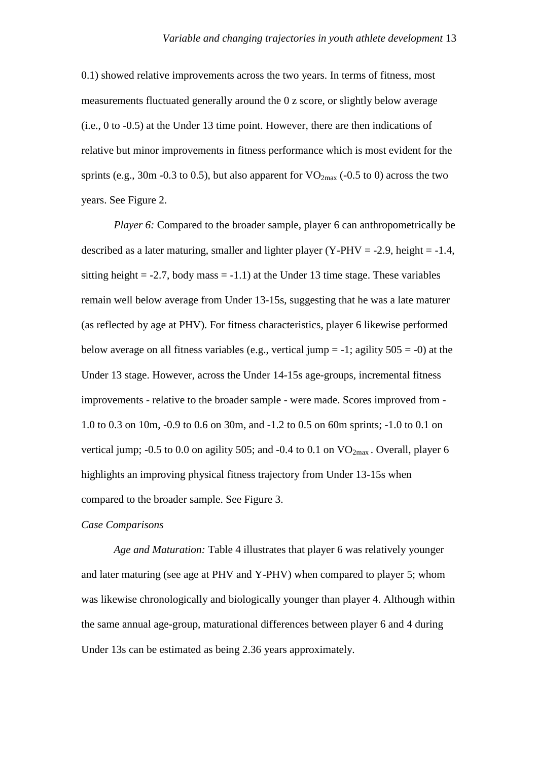0.1) showed relative improvements across the two years. In terms of fitness, most measurements fluctuated generally around the 0 z score, or slightly below average (i.e., 0 to -0.5) at the Under 13 time point. However, there are then indications of relative but minor improvements in fitness performance which is most evident for the sprints (e.g., 30m -0.3 to 0.5), but also apparent for $VO_{2max}$ (-0.5 to 0) across the two years. See Figure 2.

*Player 6:* Compared to the broader sample, player 6 can anthropometrically be described as a later maturing, smaller and lighter player (Y-PHV = -2.9, height = -1.4, sitting height = -2.7, body mass = -1.1) at the Under 13 time stage. These variables remain well below average from Under 13-15s, suggesting that he was a late maturer (as reflected by age at PHV). For fitness characteristics, player 6 likewise performed below average on all fitness variables (e.g., vertical jump = -1; agility 505 = -0) at the Under 13 stage. However, across the Under 14-15s age-groups, incremental fitness improvements - relative to the broader sample - were made. Scores improved from -1.0 to 0.3 on 10m, -0.9 to 0.6 on 30m, and -1.2 to 0.5 on 60m sprints; -1.0 to 0.1 on vertical jump; -0.5 to 0.0 on agility 505; and -0.4 to 0.1 on $VO_{2max}$. Overall, player 6 highlights an improving physical fitness trajectory from Under 13-15s when compared to the broader sample. See Figure 3.

*Case Comparisons*

*Age and Maturation:* Table 4 illustrates that player 6 was relatively younger and later maturing (see age at PHV and Y-PHV) when compared to player 5; whom was likewise chronologically and biologically younger than player 4. Although within the same annual age-group, maturational differences between player 6 and 4 during Under 13s can be estimated as being 2.36 years approximately.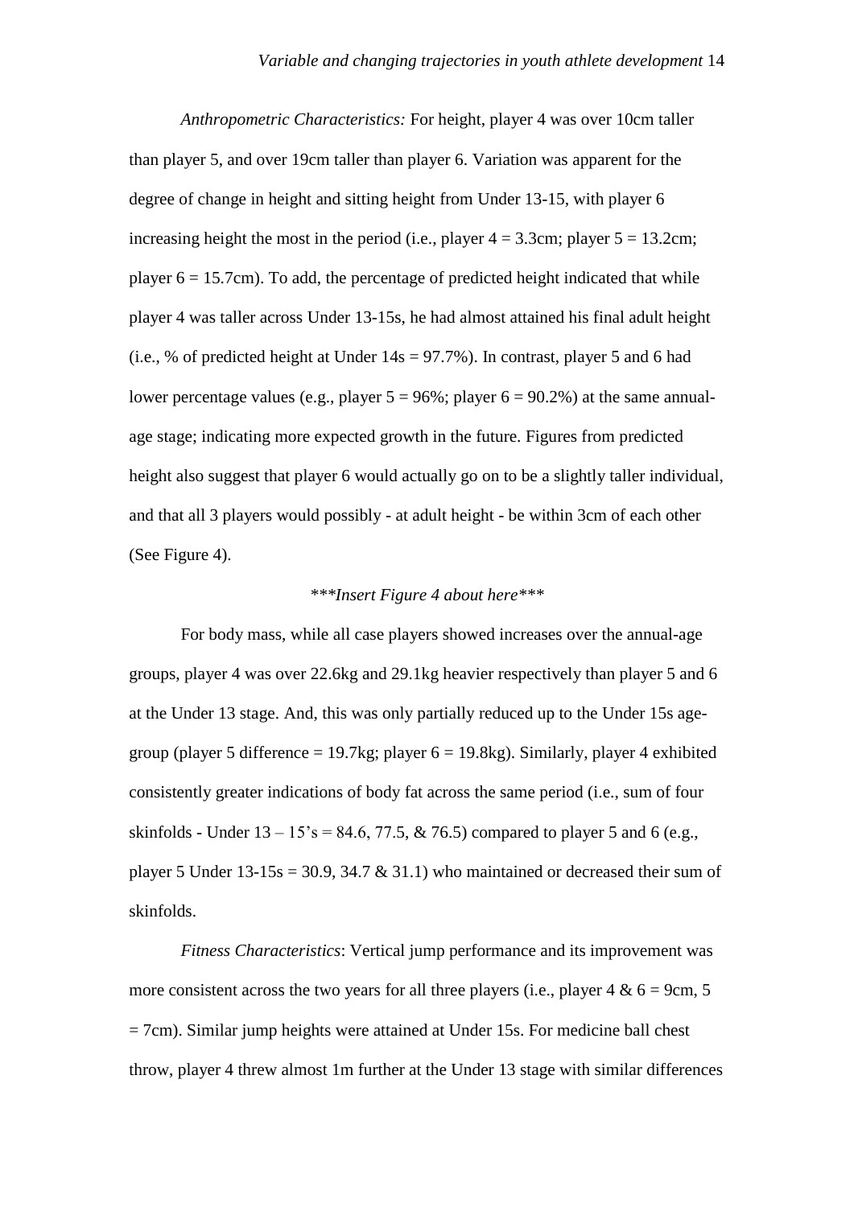*Anthropometric Characteristics:* For height, player 4 was over 10cm taller than player 5, and over 19cm taller than player 6. Variation was apparent for the degree of change in height and sitting height from Under 13-15, with player 6 increasing height the most in the period (i.e., player 4 = 3.3cm; player 5 = 13.2cm; player 6 = 15.7cm). To add, the percentage of predicted height indicated that while player 4 was taller across Under 13-15s, he had almost attained his final adult height (i.e., % of predicted height at Under 14s = 97.7%). In contrast, player 5 and 6 had lower percentage values (e.g., player 5 = 96%; player 6 = 90.2%) at the same annual-age stage; indicating more expected growth in the future. Figures from predicted height also suggest that player 6 would actually go on to be a slightly taller individual, and that all 3 players would possibly - at adult height - be within 3cm of each other (See Figure 4).

*\*\*\*Insert Figure 4 about here\*\*\**

For body mass, while all case players showed increases over the annual-age groups, player 4 was over 22.6kg and 29.1kg heavier respectively than player 5 and 6 at the Under 13 stage. And, this was only partially reduced up to the Under 15s age-group (player 5 difference = 19.7kg; player 6 = 19.8kg). Similarly, player 4 exhibited consistently greater indications of body fat across the same period (i.e., sum of four skinfolds - Under 13 – 15's = 84.6, 77.5, & 76.5) compared to player 5 and 6 (e.g., player 5 Under 13-15s = 30.9, 34.7 & 31.1) who maintained or decreased their sum of skinfolds.

*Fitness Characteristics*: Vertical jump performance and its improvement was more consistent across the two years for all three players (i.e., player 4 & 6 = 9cm, 5 = 7cm). Similar jump heights were attained at Under 15s. For medicine ball chest throw, player 4 threw almost 1m further at the Under 13 stage with similar differences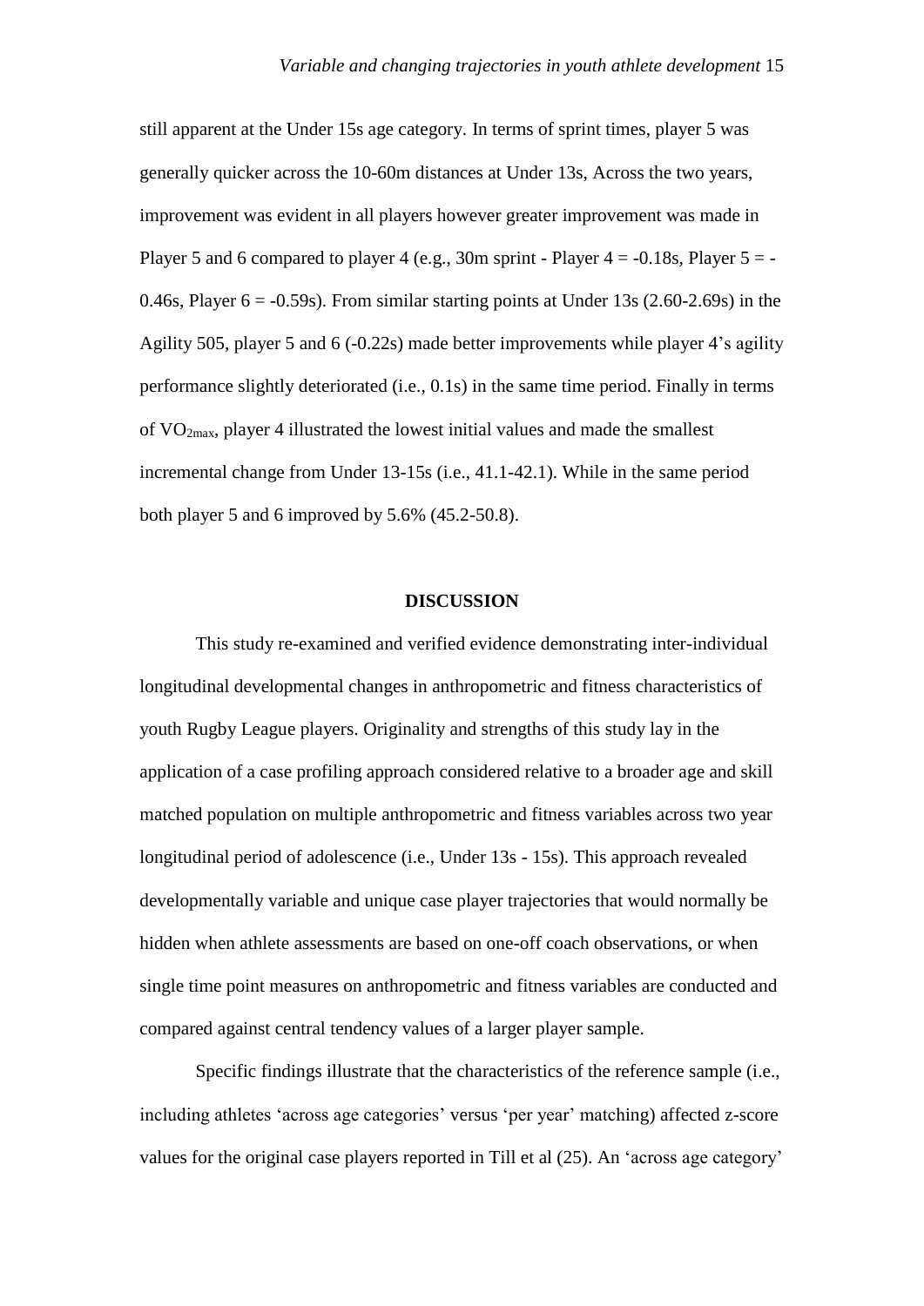still apparent at the Under 15s age category. In terms of sprint times, player 5 was generally quicker across the 10-60m distances at Under 13s, Across the two years, improvement was evident in all players however greater improvement was made in Player 5 and 6 compared to player 4 (e.g., 30m sprint - Player 4 = -0.18s, Player 5 = -0.46s, Player 6 = -0.59s). From similar starting points at Under 13s (2.60-2.69s) in the Agility 505, player 5 and 6 (-0.22s) made better improvements while player 4's agility performance slightly deteriorated (i.e., 0.1s) in the same time period. Finally in terms of $VO_{2max}$, player 4 illustrated the lowest initial values and made the smallest incremental change from Under 13-15s (i.e., 41.1-42.1). While in the same period both player 5 and 6 improved by 5.6% (45.2-50.8).

## DISCUSSION

This study re-examined and verified evidence demonstrating inter-individual longitudinal developmental changes in anthropometric and fitness characteristics of youth Rugby League players. Originality and strengths of this study lay in the application of a case profiling approach considered relative to a broader age and skill matched population on multiple anthropometric and fitness variables across two year longitudinal period of adolescence (i.e., Under 13s - 15s). This approach revealed developmentally variable and unique case player trajectories that would normally be hidden when athlete assessments are based on one-off coach observations, or when single time point measures on anthropometric and fitness variables are conducted and compared against central tendency values of a larger player sample.

Specific findings illustrate that the characteristics of the reference sample (i.e., including athletes 'across age categories' versus 'per year' matching) affected z-score values for the original case players reported in Till et al (25). An 'across age category'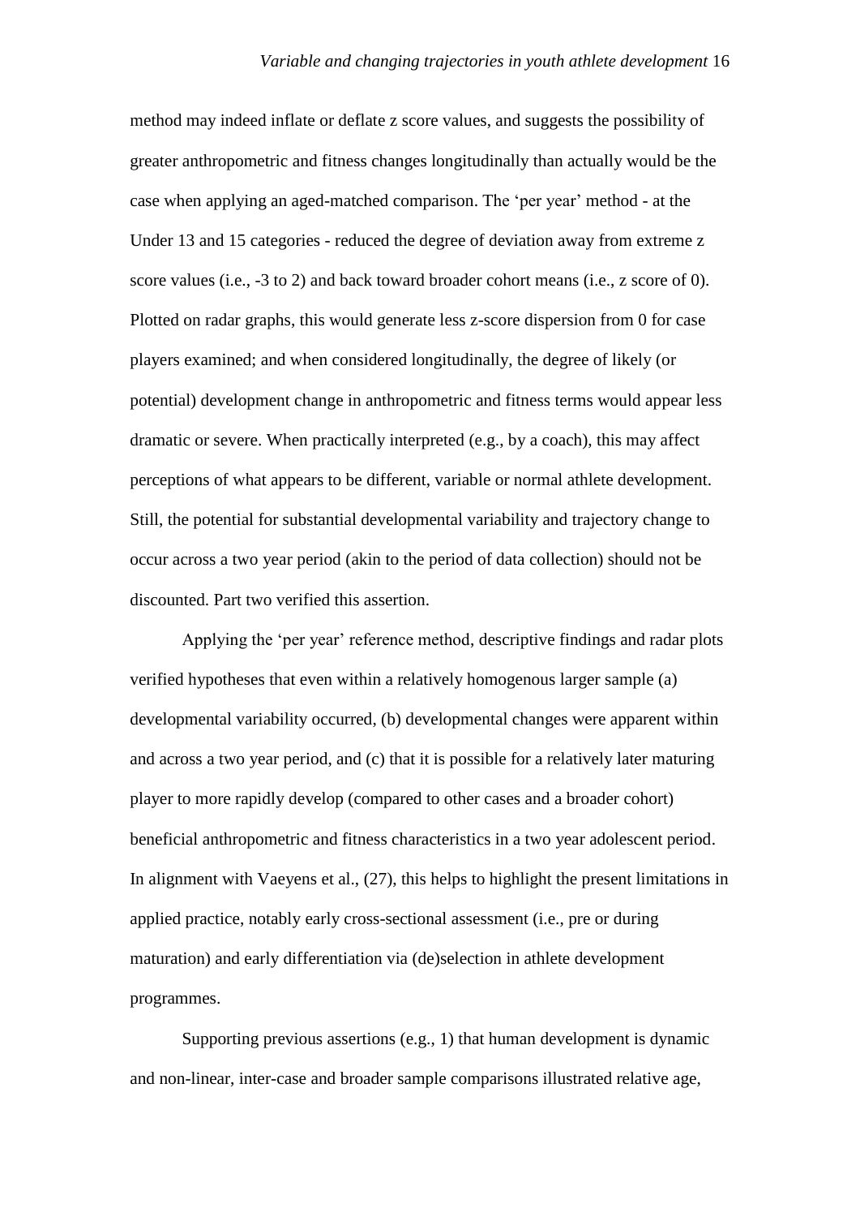method may indeed inflate or deflate z score values, and suggests the possibility of greater anthropometric and fitness changes longitudinally than actually would be the case when applying an aged-matched comparison. The 'per year' method - at the Under 13 and 15 categories - reduced the degree of deviation away from extreme z score values (i.e., -3 to 2) and back toward broader cohort means (i.e., z score of 0). Plotted on radar graphs, this would generate less z-score dispersion from 0 for case players examined; and when considered longitudinally, the degree of likely (or potential) development change in anthropometric and fitness terms would appear less dramatic or severe. When practically interpreted (e.g., by a coach), this may affect perceptions of what appears to be different, variable or normal athlete development. Still, the potential for substantial developmental variability and trajectory change to occur across a two year period (akin to the period of data collection) should not be discounted. Part two verified this assertion.

Applying the 'per year' reference method, descriptive findings and radar plots verified hypotheses that even within a relatively homogenous larger sample (a) developmental variability occurred, (b) developmental changes were apparent within and across a two year period, and (c) that it is possible for a relatively later maturing player to more rapidly develop (compared to other cases and a broader cohort) beneficial anthropometric and fitness characteristics in a two year adolescent period. In alignment with Vaeyens et al., (27), this helps to highlight the present limitations in applied practice, notably early cross-sectional assessment (i.e., pre or during maturation) and early differentiation via (de)selection in athlete development programmes.

Supporting previous assertions (e.g., 1) that human development is dynamic and non-linear, inter-case and broader sample comparisons illustrated relative age,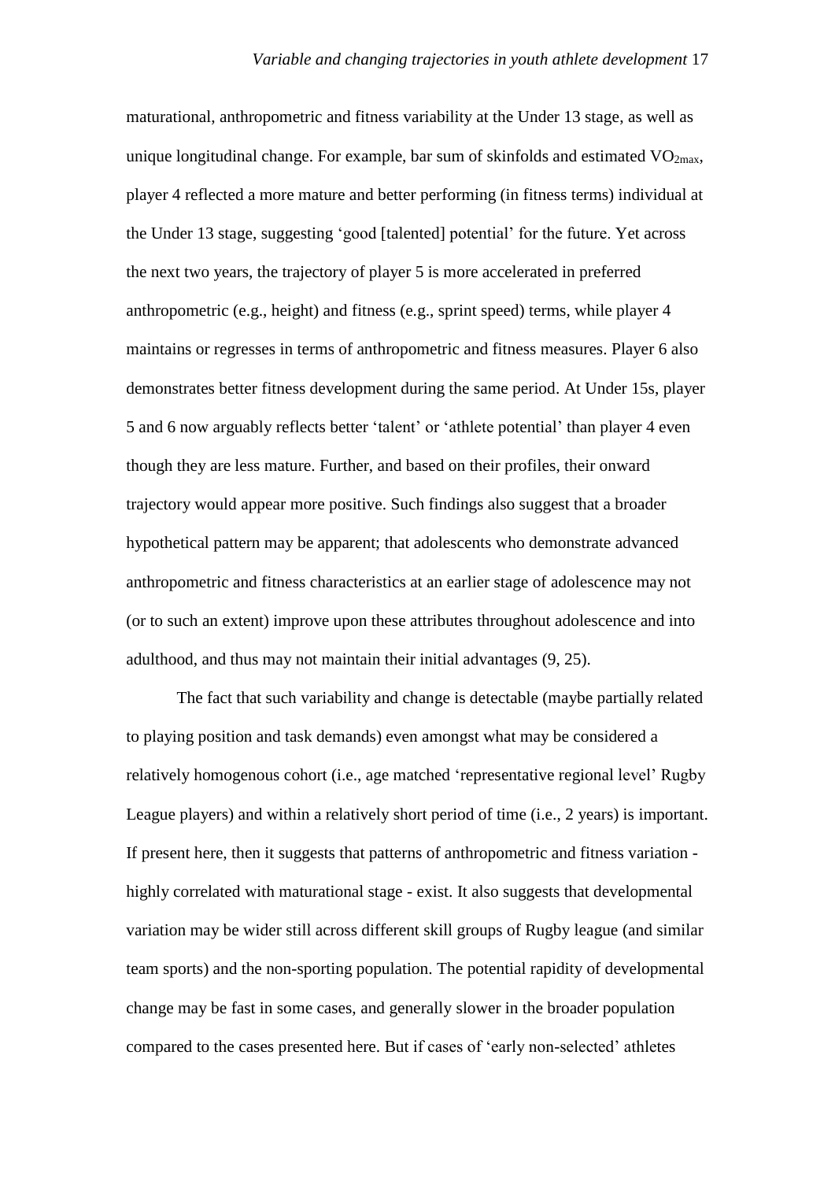maturational, anthropometric and fitness variability at the Under 13 stage, as well as unique longitudinal change. For example, bar sum of skinfolds and estimated $VO_{2max}$, player 4 reflected a more mature and better performing (in fitness terms) individual at the Under 13 stage, suggesting 'good [talented] potential' for the future. Yet across the next two years, the trajectory of player 5 is more accelerated in preferred anthropometric (e.g., height) and fitness (e.g., sprint speed) terms, while player 4 maintains or regresses in terms of anthropometric and fitness measures. Player 6 also demonstrates better fitness development during the same period. At Under 15s, player 5 and 6 now arguably reflects better 'talent' or 'athlete potential' than player 4 even though they are less mature. Further, and based on their profiles, their onward trajectory would appear more positive. Such findings also suggest that a broader hypothetical pattern may be apparent; that adolescents who demonstrate advanced anthropometric and fitness characteristics at an earlier stage of adolescence may not (or to such an extent) improve upon these attributes throughout adolescence and into adulthood, and thus may not maintain their initial advantages (9, 25).

The fact that such variability and change is detectable (maybe partially related to playing position and task demands) even amongst what may be considered a relatively homogenous cohort (i.e., age matched 'representative regional level' Rugby League players) and within a relatively short period of time (i.e., 2 years) is important. If present here, then it suggests that patterns of anthropometric and fitness variation - highly correlated with maturational stage - exist. It also suggests that developmental variation may be wider still across different skill groups of Rugby league (and similar team sports) and the non-sporting population. The potential rapidity of developmental change may be fast in some cases, and generally slower in the broader population compared to the cases presented here. But if cases of 'early non-selected' athletes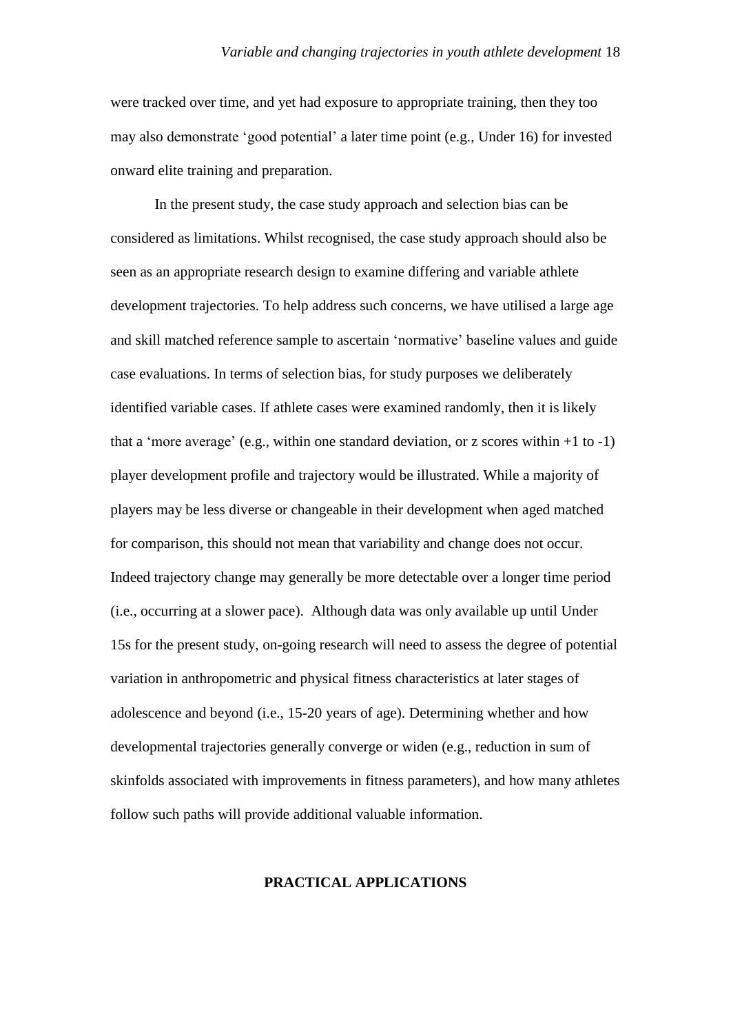were tracked over time, and yet had exposure to appropriate training, then they too may also demonstrate 'good potential' a later time point (e.g., Under 16) for invested onward elite training and preparation.

In the present study, the case study approach and selection bias can be considered as limitations. Whilst recognised, the case study approach should also be seen as an appropriate research design to examine differing and variable athlete development trajectories. To help address such concerns, we have utilised a large age and skill matched reference sample to ascertain 'normative' baseline values and guide case evaluations. In terms of selection bias, for study purposes we deliberately identified variable cases. If athlete cases were examined randomly, then it is likely that a 'more average' (e.g., within one standard deviation, or z scores within +1 to -1) player development profile and trajectory would be illustrated. While a majority of players may be less diverse or changeable in their development when aged matched for comparison, this should not mean that variability and change does not occur. Indeed trajectory change may generally be more detectable over a longer time period (i.e., occurring at a slower pace). Although data was only available up until Under 15s for the present study, on-going research will need to assess the degree of potential variation in anthropometric and physical fitness characteristics at later stages of adolescence and beyond (i.e., 15-20 years of age). Determining whether and how developmental trajectories generally converge or widen (e.g., reduction in sum of skinfolds associated with improvements in fitness parameters), and how many athletes follow such paths will provide additional valuable information.

## PRACTICAL APPLICATIONS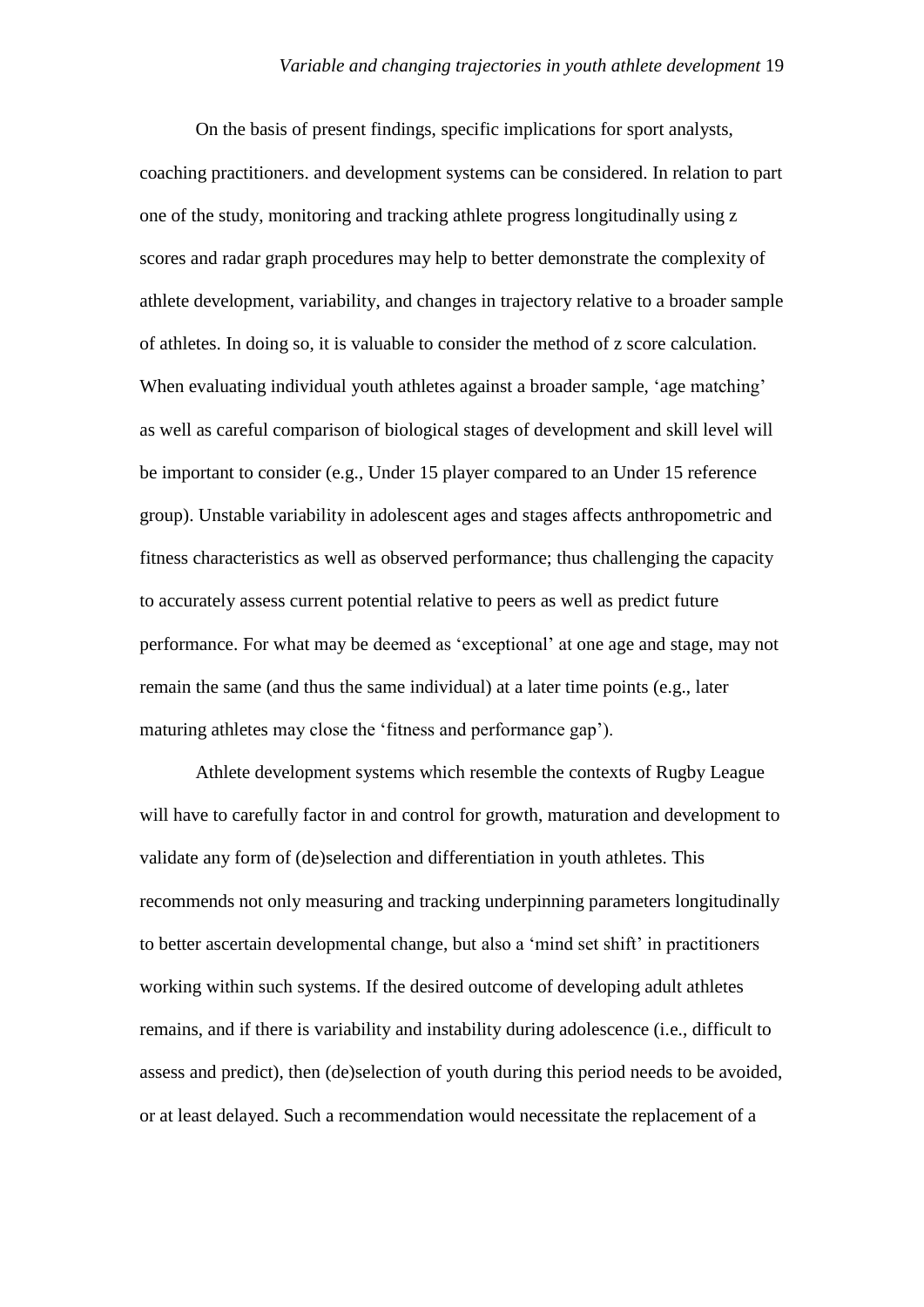On the basis of present findings, specific implications for sport analysts, coaching practitioners. and development systems can be considered. In relation to part one of the study, monitoring and tracking athlete progress longitudinally using z scores and radar graph procedures may help to better demonstrate the complexity of athlete development, variability, and changes in trajectory relative to a broader sample of athletes. In doing so, it is valuable to consider the method of z score calculation. When evaluating individual youth athletes against a broader sample, 'age matching' as well as careful comparison of biological stages of development and skill level will be important to consider (e.g., Under 15 player compared to an Under 15 reference group). Unstable variability in adolescent ages and stages affects anthropometric and fitness characteristics as well as observed performance; thus challenging the capacity to accurately assess current potential relative to peers as well as predict future performance. For what may be deemed as 'exceptional' at one age and stage, may not remain the same (and thus the same individual) at a later time points (e.g., later maturing athletes may close the 'fitness and performance gap').

Athlete development systems which resemble the contexts of Rugby League will have to carefully factor in and control for growth, maturation and development to validate any form of (de)selection and differentiation in youth athletes. This recommends not only measuring and tracking underpinning parameters longitudinally to better ascertain developmental change, but also a 'mind set shift' in practitioners working within such systems. If the desired outcome of developing adult athletes remains, and if there is variability and instability during adolescence (i.e., difficult to assess and predict), then (de)selection of youth during this period needs to be avoided, or at least delayed. Such a recommendation would necessitate the replacement of a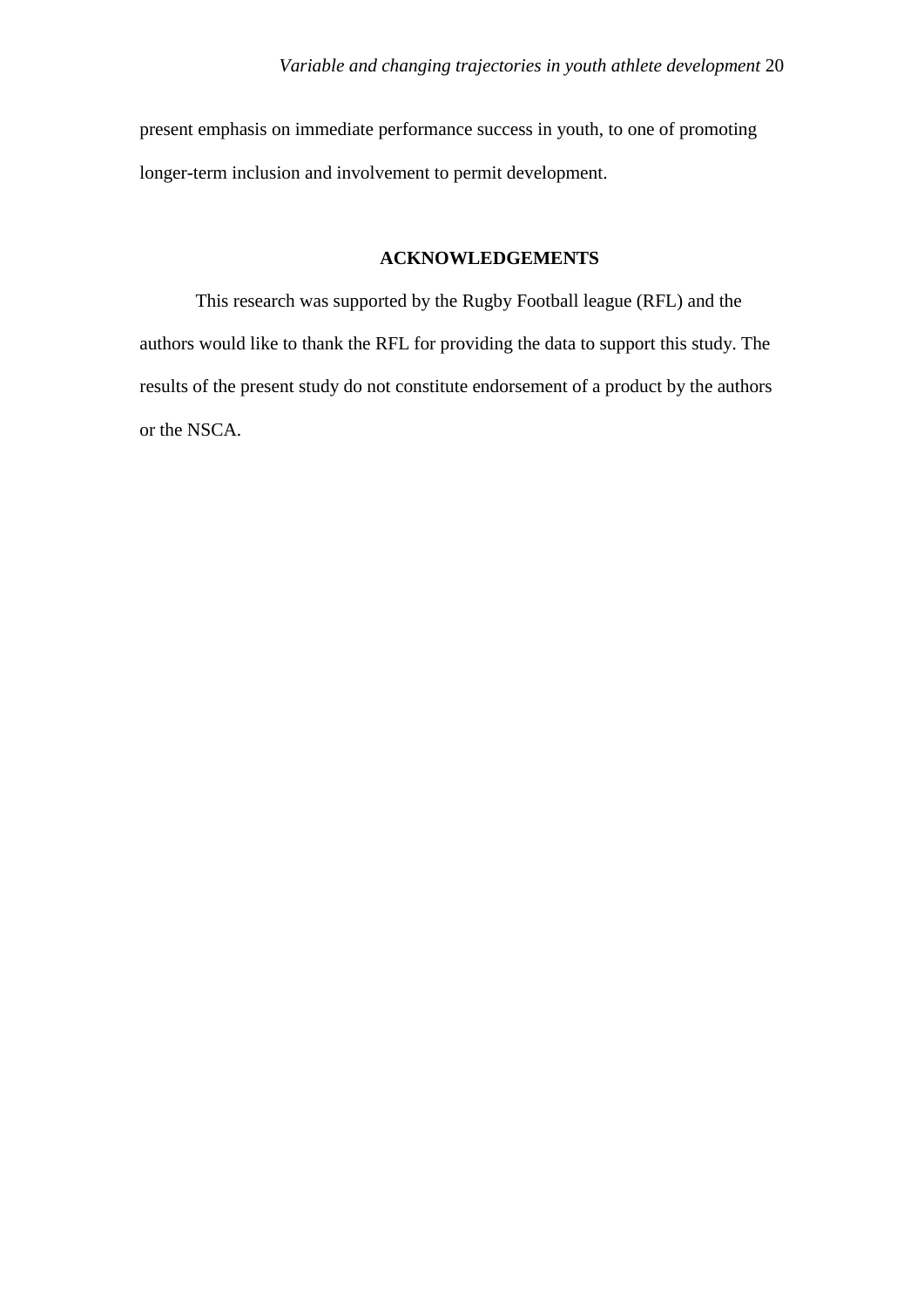present emphasis on immediate performance success in youth, to one of promoting longer-term inclusion and involvement to permit development.

## ACKNOWLEDGEMENTS

This research was supported by the Rugby Football league (RFL) and the authors would like to thank the RFL for providing the data to support this study. The results of the present study do not constitute endorsement of a product by the authors or the NSCA.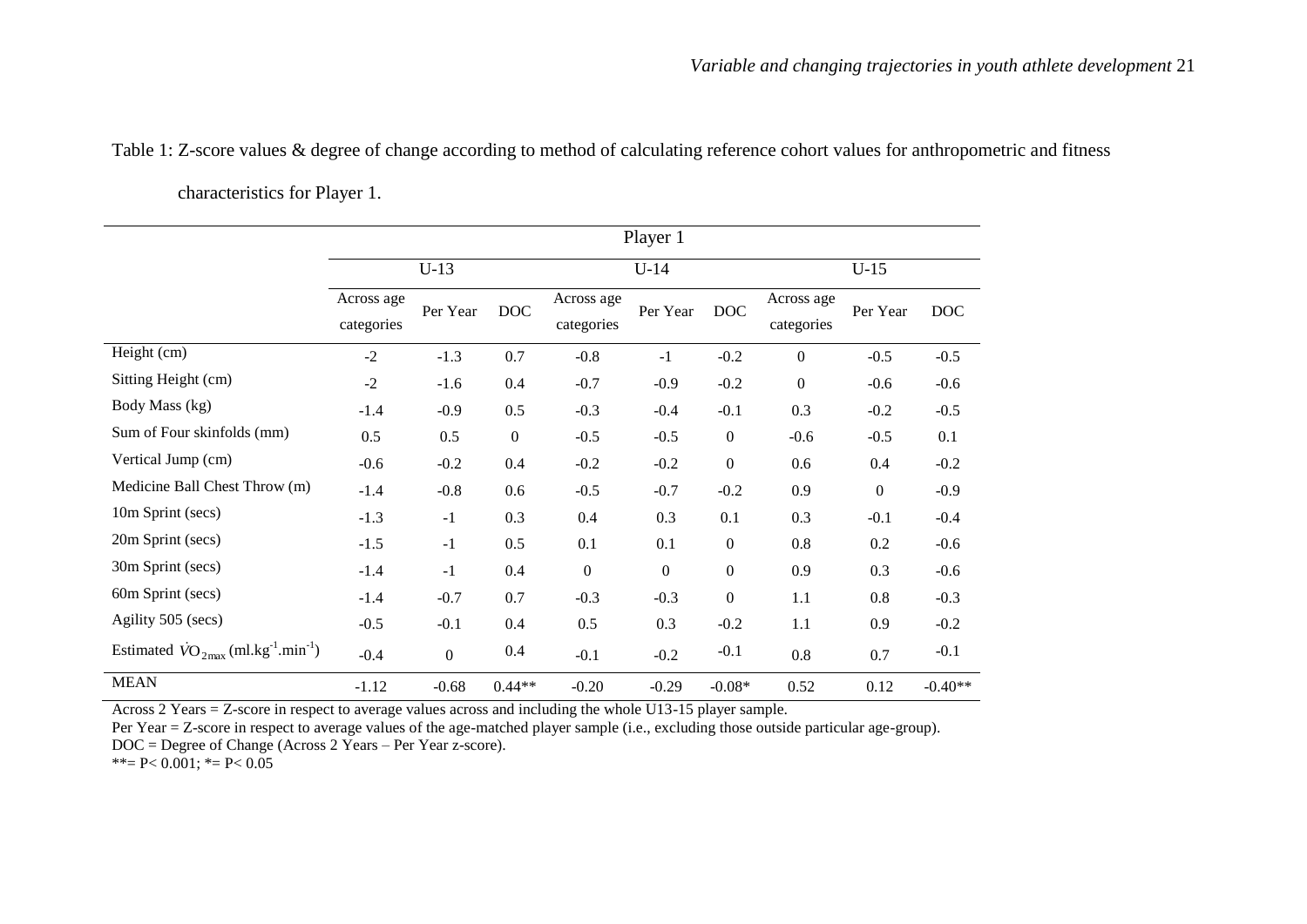Table 1: Z-score values & degree of change according to method of calculating reference cohort values for anthropometric and fitness characteristics for Player 1.

| | Player 1 | | | | | | | | |
|---|---|---|---|---|---|---|---|---|---|
| | U-13 | | | U-14 | | | U-15 | | |
| | Across age categories | Per Year | DOC | Across age categories | Per Year | DOC | Across age categories | Per Year | DOC |
| Height (cm) | -2 | -1.3 | 0.7 | -0.8 | -1 | -0.2 | 0 | -0.5 | -0.5 |
| Sitting Height (cm) | -2 | -1.6 | 0.4 | -0.7 | -0.9 | -0.2 | 0 | -0.6 | -0.6 |
| Body Mass (kg) | -1.4 | -0.9 | 0.5 | -0.3 | -0.4 | -0.1 | 0.3 | -0.2 | -0.5 |
| Sum of Four skinfolds (mm) | 0.5 | 0.5 | 0 | -0.5 | -0.5 | 0 | -0.6 | -0.5 | 0.1 |
| Vertical Jump (cm) | -0.6 | -0.2 | 0.4 | -0.2 | -0.2 | 0 | 0.6 | 0.4 | -0.2 |
| Medicine Ball Chest Throw (m) | -1.4 | -0.8 | 0.6 | -0.5 | -0.7 | -0.2 | 0.9 | 0 | -0.9 |
| 10m Sprint (secs) | -1.3 | -1 | 0.3 | 0.4 | 0.3 | 0.1 | 0.3 | -0.1 | -0.4 |
| 20m Sprint (secs) | -1.5 | -1 | 0.5 | 0.1 | 0.1 | 0 | 0.8 | 0.2 | -0.6 |
| 30m Sprint (secs) | -1.4 | -1 | 0.4 | 0 | 0 | 0 | 0.9 | 0.3 | -0.6 |
| 60m Sprint (secs) | -1.4 | -0.7 | 0.7 | -0.3 | -0.3 | 0 | 1.1 | 0.8 | -0.3 |
| Agility 505 (secs) | -0.5 | -0.1 | 0.4 | 0.5 | 0.3 | -0.2 | 1.1 | 0.9 | -0.2 |
| Estimated $\dot{V}O_{2max}$ (ml.kg$^{-1}$.min$^{-1}$) | -0.4 | 0 | 0.4 | -0.1 | -0.2 | -0.1 | 0.8 | 0.7 | -0.1 |
| MEAN | -1.12 | -0.68 | 0.44** | -0.20 | -0.29 | -0.08* | 0.52 | 0.12 | -0.40** |

Across 2 Years = Z-score in respect to average values across and including the whole U13-15 player sample.
Per Year = Z-score in respect to average values of the age-matched player sample (i.e., excluding those outside particular age-group).
DOC = Degree of Change (Across 2 Years – Per Year z-score).
**= $P < 0.001$; *= $P < 0.05$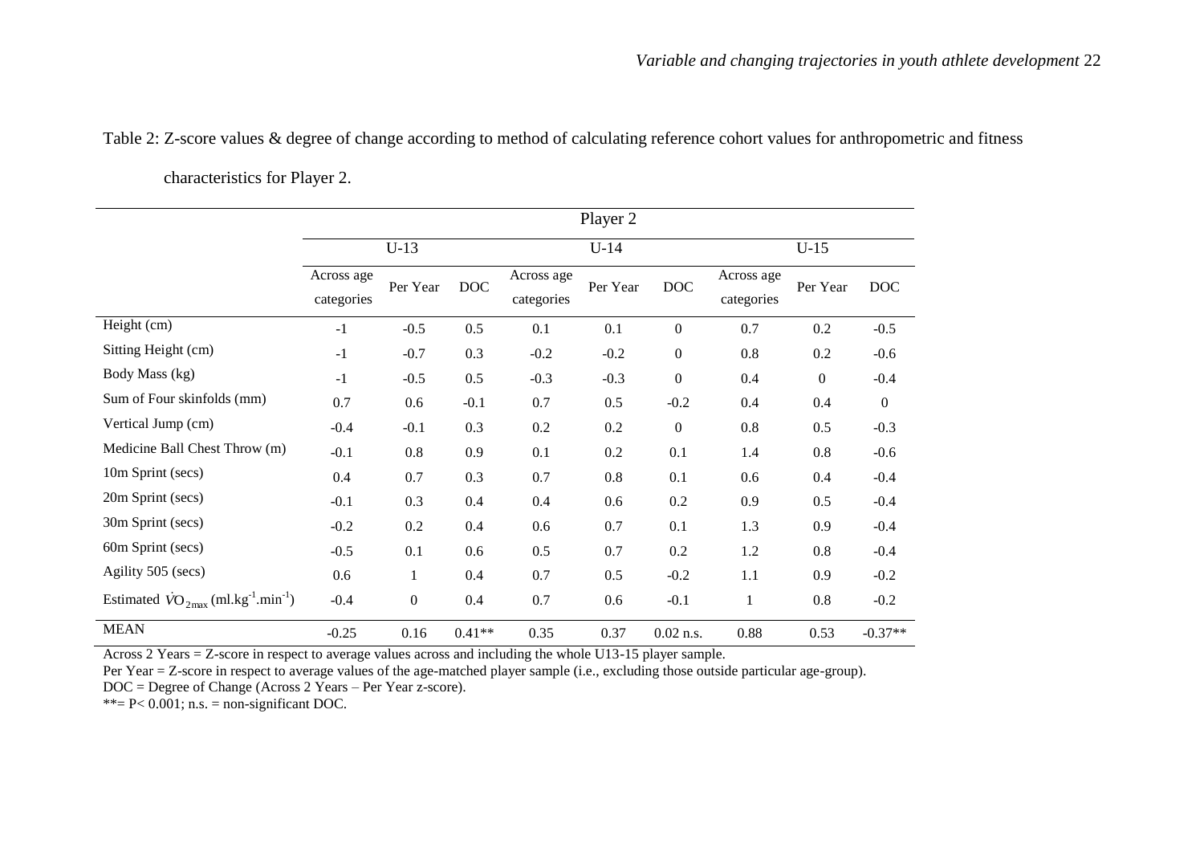Table 2: Z-score values & degree of change according to method of calculating reference cohort values for anthropometric and fitness characteristics for Player 2.

| | Player 2 | | | | | | | | |
|---|---|---|---|---|---|---|---|---|---|
| | U-13 | | | U-14 | | | U-15 | | |
| | Across age categories | Per Year | DOC | Across age categories | Per Year | DOC | Across age categories | Per Year | DOC |
| Height (cm) | -1 | -0.5 | 0.5 | 0.1 | 0.1 | 0 | 0.7 | 0.2 | -0.5 |
| Sitting Height (cm) | -1 | -0.7 | 0.3 | -0.2 | -0.2 | 0 | 0.8 | 0.2 | -0.6 |
| Body Mass (kg) | -1 | -0.5 | 0.5 | -0.3 | -0.3 | 0 | 0.4 | 0 | -0.4 |
| Sum of Four skinfolds (mm) | 0.7 | 0.6 | -0.1 | 0.7 | 0.5 | -0.2 | 0.4 | 0.4 | 0 |
| Vertical Jump (cm) | -0.4 | -0.1 | 0.3 | 0.2 | 0.2 | 0 | 0.8 | 0.5 | -0.3 |
| Medicine Ball Chest Throw (m) | -0.1 | 0.8 | 0.9 | 0.1 | 0.2 | 0.1 | 1.4 | 0.8 | -0.6 |
| 10m Sprint (secs) | 0.4 | 0.7 | 0.3 | 0.7 | 0.8 | 0.1 | 0.6 | 0.4 | -0.4 |
| 20m Sprint (secs) | -0.1 | 0.3 | 0.4 | 0.4 | 0.6 | 0.2 | 0.9 | 0.5 | -0.4 |
| 30m Sprint (secs) | -0.2 | 0.2 | 0.4 | 0.6 | 0.7 | 0.1 | 1.3 | 0.9 | -0.4 |
| 60m Sprint (secs) | -0.5 | 0.1 | 0.6 | 0.5 | 0.7 | 0.2 | 1.2 | 0.8 | -0.4 |
| Agility 505 (secs) | 0.6 | 1 | 0.4 | 0.7 | 0.5 | -0.2 | 1.1 | 0.9 | -0.2 |
| Estimated $\dot{V}O_{2max}$ (ml.kg$^{-1}$.min$^{-1}$) | -0.4 | 0 | 0.4 | 0.7 | 0.6 | -0.1 | 1 | 0.8 | -0.2 |
| MEAN | -0.25 | 0.16 | 0.41** | 0.35 | 0.37 | 0.02 n.s. | 0.88 | 0.53 | -0.37** |

Across 2 Years = Z-score in respect to average values across and including the whole U13-15 player sample.
Per Year = Z-score in respect to average values of the age-matched player sample (i.e., excluding those outside particular age-group).
DOC = Degree of Change (Across 2 Years – Per Year z-score).
**= $P < 0.001$; n.s. = non-significant DOC.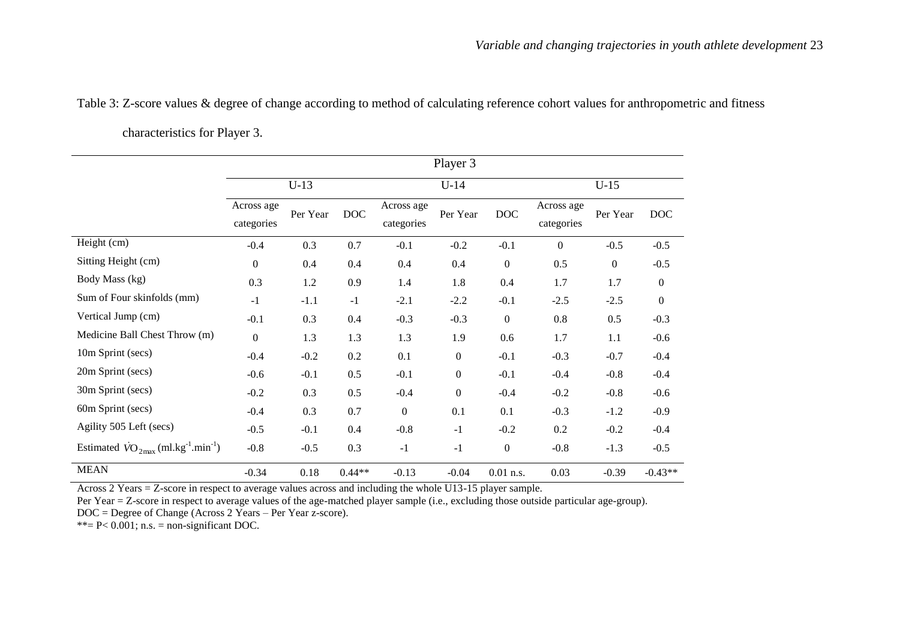Table 3: Z-score values & degree of change according to method of calculating reference cohort values for anthropometric and fitness characteristics for Player 3.

| | Player 3 | | | | | | | | |
|---|---|---|---|---|---|---|---|---|---|
| | U-13 | | | U-14 | | | U-15 | | |
| | Across age categories | Per Year | DOC | Across age categories | Per Year | DOC | Across age categories | Per Year | DOC |
| Height (cm) | -0.4 | 0.3 | 0.7 | -0.1 | -0.2 | -0.1 | 0 | -0.5 | -0.5 |
| Sitting Height (cm) | 0 | 0.4 | 0.4 | 0.4 | 0.4 | 0 | 0.5 | 0 | -0.5 |
| Body Mass (kg) | 0.3 | 1.2 | 0.9 | 1.4 | 1.8 | 0.4 | 1.7 | 1.7 | 0 |
| Sum of Four skinfolds (mm) | -1 | -1.1 | -1 | -2.1 | -2.2 | -0.1 | -2.5 | -2.5 | 0 |
| Vertical Jump (cm) | -0.1 | 0.3 | 0.4 | -0.3 | -0.3 | 0 | 0.8 | 0.5 | -0.3 |
| Medicine Ball Chest Throw (m) | 0 | 1.3 | 1.3 | 1.3 | 1.9 | 0.6 | 1.7 | 1.1 | -0.6 |
| 10m Sprint (secs) | -0.4 | -0.2 | 0.2 | 0.1 | 0 | -0.1 | -0.3 | -0.7 | -0.4 |
| 20m Sprint (secs) | -0.6 | -0.1 | 0.5 | -0.1 | 0 | -0.1 | -0.4 | -0.8 | -0.4 |
| 30m Sprint (secs) | -0.2 | 0.3 | 0.5 | -0.4 | 0 | -0.4 | -0.2 | -0.8 | -0.6 |
| 60m Sprint (secs) | -0.4 | 0.3 | 0.7 | 0 | 0.1 | 0.1 | -0.3 | -1.2 | -0.9 |
| Agility 505 Left (secs) | -0.5 | -0.1 | 0.4 | -0.8 | -1 | -0.2 | 0.2 | -0.2 | -0.4 |
| Estimated $\dot{V}O_{2max}$ (ml.kg$^{-1}$.min$^{-1}$) | -0.8 | -0.5 | 0.3 | -1 | -1 | 0 | -0.8 | -1.3 | -0.5 |
| MEAN | -0.34 | 0.18 | 0.44** | -0.13 | -0.04 | 0.01 n.s. | 0.03 | -0.39 | -0.43** |

Across 2 Years = Z-score in respect to average values across and including the whole U13-15 player sample.
Per Year = Z-score in respect to average values of the age-matched player sample (i.e., excluding those outside particular age-group).
DOC = Degree of Change (Across 2 Years – Per Year z-score).
**= $P < 0.001$; n.s. = non-significant DOC.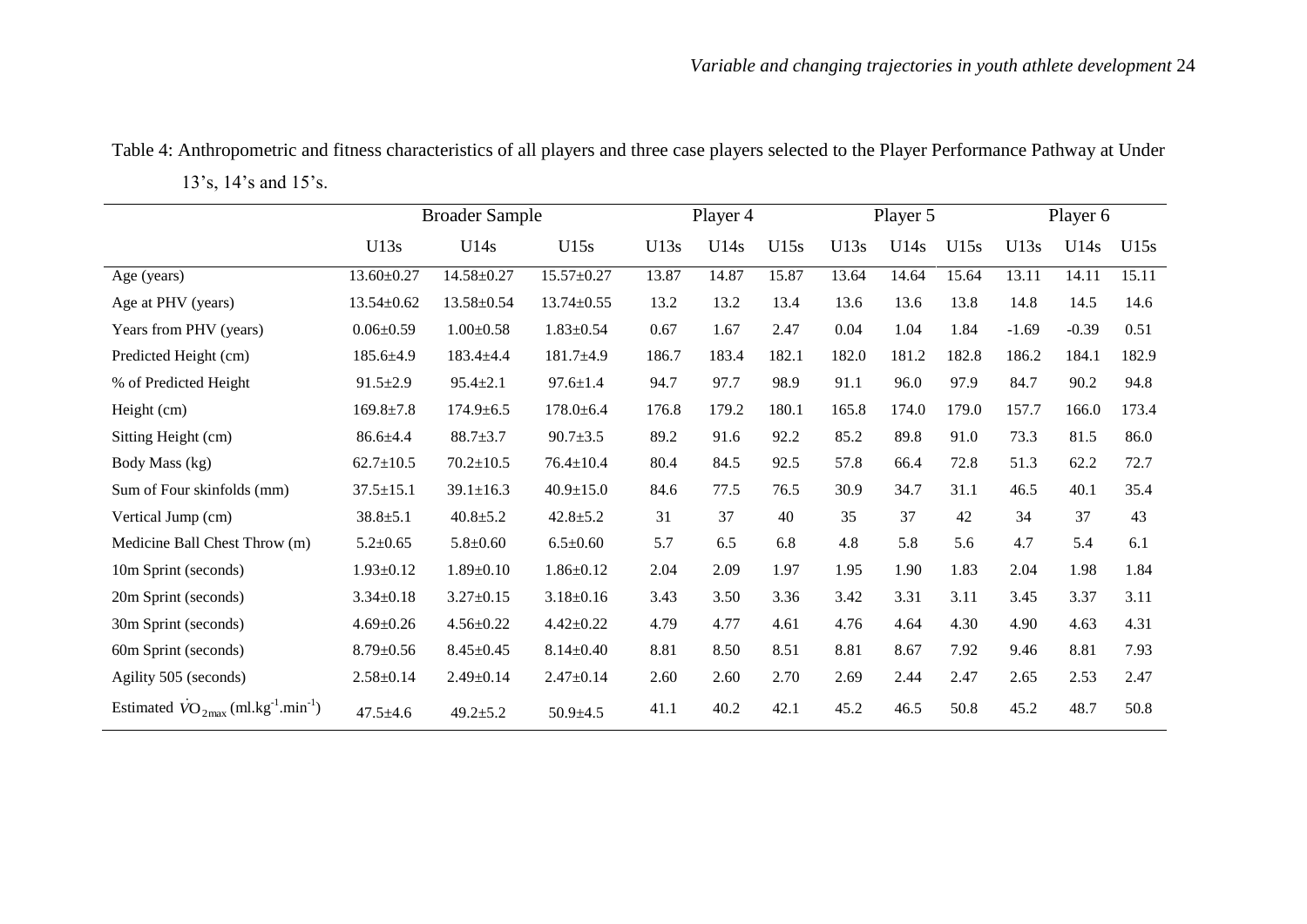Table 4: Anthropometric and fitness characteristics of all players and three case players selected to the Player Performance Pathway at Under 13's, 14's and 15's.

| | Broader Sample | | | Player 4 | | | Player 5 | | | Player 6 | | |
|---|---|---|---|---|---|---|---|---|---|---|---|---|
| | U13s | U14s | U15s | U13s | U14s | U15s | U13s | U14s | U15s | U13s | U14s | U15s |
| Age (years) | 13.60±0.27 | 14.58±0.27 | 15.57±0.27 | 13.87 | 14.87 | 15.87 | 13.64 | 14.64 | 15.64 | 13.11 | 14.11 | 15.11 |
| Age at PHV (years) | 13.54±0.62 | 13.58±0.54 | 13.74±0.55 | 13.2 | 13.2 | 13.4 | 13.6 | 13.6 | 13.8 | 14.8 | 14.5 | 14.6 |
| Years from PHV (years) | 0.06±0.59 | 1.00±0.58 | 1.83±0.54 | 0.67 | 1.67 | 2.47 | 0.04 | 1.04 | 1.84 | -1.69 | -0.39 | 0.51 |
| Predicted Height (cm) | 185.6±4.9 | 183.4±4.4 | 181.7±4.9 | 186.7 | 183.4 | 182.1 | 182.0 | 181.2 | 182.8 | 186.2 | 184.1 | 182.9 |
| % of Predicted Height | 91.5±2.9 | 95.4±2.1 | 97.6±1.4 | 94.7 | 97.7 | 98.9 | 91.1 | 96.0 | 97.9 | 84.7 | 90.2 | 94.8 |
| Height (cm) | 169.8±7.8 | 174.9±6.5 | 178.0±6.4 | 176.8 | 179.2 | 180.1 | 165.8 | 174.0 | 179.0 | 157.7 | 166.0 | 173.4 |
| Sitting Height (cm) | 86.6±4.4 | 88.7±3.7 | 90.7±3.5 | 89.2 | 91.6 | 92.2 | 85.2 | 89.8 | 91.0 | 73.3 | 81.5 | 86.0 |
| Body Mass (kg) | 62.7±10.5 | 70.2±10.5 | 76.4±10.4 | 80.4 | 84.5 | 92.5 | 57.8 | 66.4 | 72.8 | 51.3 | 62.2 | 72.7 |
| Sum of Four skinfolds (mm) | 37.5±15.1 | 39.1±16.3 | 40.9±15.0 | 84.6 | 77.5 | 76.5 | 30.9 | 34.7 | 31.1 | 46.5 | 40.1 | 35.4 |
| Vertical Jump (cm) | 38.8±5.1 | 40.8±5.2 | 42.8±5.2 | 31 | 37 | 40 | 35 | 37 | 42 | 34 | 37 | 43 |
| Medicine Ball Chest Throw (m) | 5.2±0.65 | 5.8±0.60 | 6.5±0.60 | 5.7 | 6.5 | 6.8 | 4.8 | 5.8 | 5.6 | 4.7 | 5.4 | 6.1 |
| 10m Sprint (seconds) | 1.93±0.12 | 1.89±0.10 | 1.86±0.12 | 2.04 | 2.09 | 1.97 | 1.95 | 1.90 | 1.83 | 2.04 | 1.98 | 1.84 |
| 20m Sprint (seconds) | 3.34±0.18 | 3.27±0.15 | 3.18±0.16 | 3.43 | 3.50 | 3.36 | 3.42 | 3.31 | 3.11 | 3.45 | 3.37 | 3.11 |
| 30m Sprint (seconds) | 4.69±0.26 | 4.56±0.22 | 4.42±0.22 | 4.79 | 4.77 | 4.61 | 4.76 | 4.64 | 4.30 | 4.90 | 4.63 | 4.31 |
| 60m Sprint (seconds) | 8.79±0.56 | 8.45±0.45 | 8.14±0.40 | 8.81 | 8.50 | 8.51 | 8.81 | 8.67 | 7.92 | 9.46 | 8.81 | 7.93 |
| Agility 505 (seconds) | 2.58±0.14 | 2.49±0.14 | 2.47±0.14 | 2.60 | 2.60 | 2.70 | 2.69 | 2.44 | 2.47 | 2.65 | 2.53 | 2.47 |
| Estimated $\dot{V}O_{2max}$ ($ml.kg^{-1}.min^{-1}$) | 47.5±4.6 | 49.2±5.2 | 50.9±4.5 | 41.1 | 40.2 | 42.1 | 45.2 | 46.5 | 50.8 | 45.2 | 48.7 | 50.8 |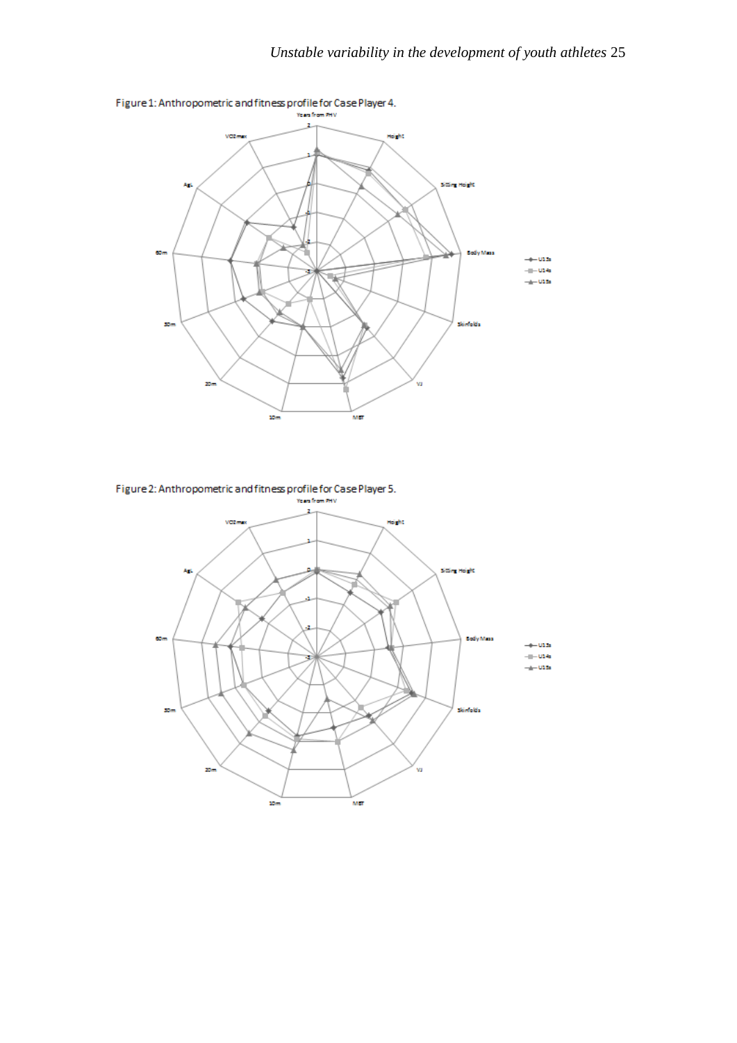Figure 1: Anthropometric and fitness profile for Case Player 4.

Figure 2: Anthropometric and fitness profile for Case Player 5.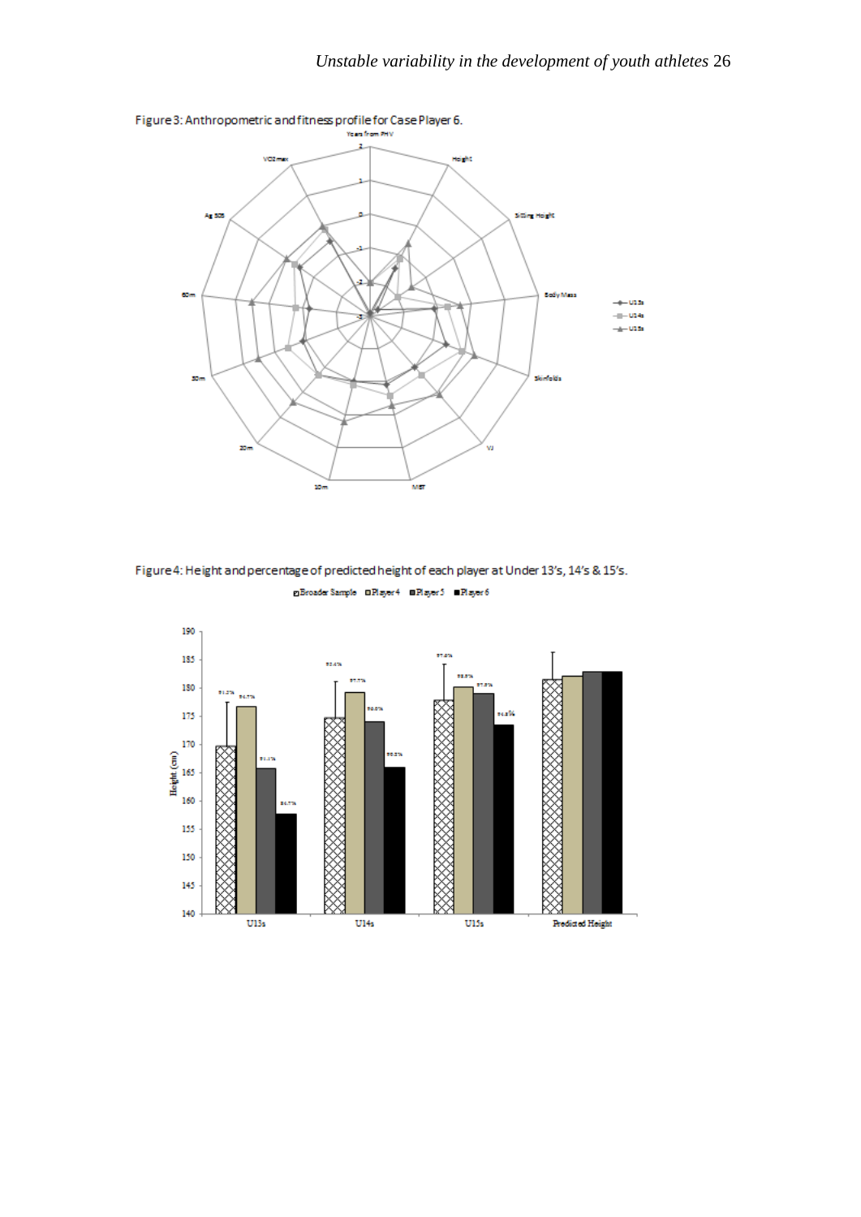Figure 3: Anthropometric and fitness profile for Case Player 6.

Figure 4: Height and percentage of predicted height of each player at Under 13's, 14's & 15's.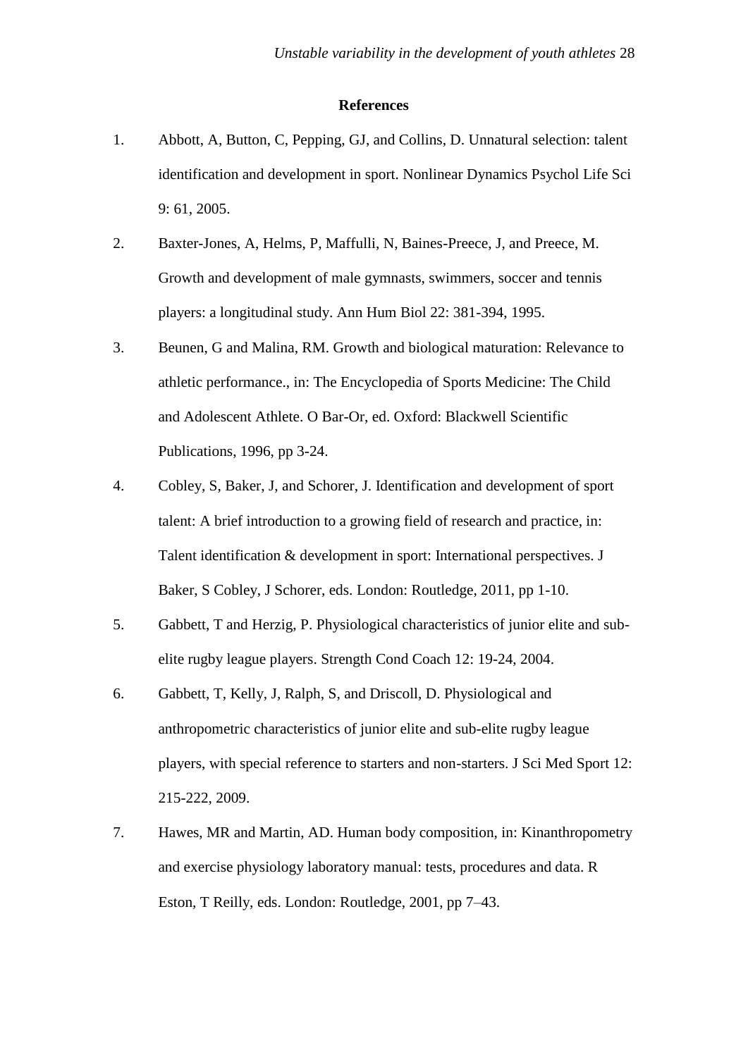## References

1. Abbott, A, Button, C, Pepping, GJ, and Collins, D. Unnatural selection: talent identification and development in sport. Nonlinear Dynamics Psychol Life Sci 9: 61, 2005.
2. Baxter-Jones, A, Helms, P, Maffulli, N, Baines-Preece, J, and Preece, M. Growth and development of male gymnasts, swimmers, soccer and tennis players: a longitudinal study. Ann Hum Biol 22: 381-394, 1995.
3. Beunen, G and Malina, RM. Growth and biological maturation: Relevance to athletic performance., in: The Encyclopedia of Sports Medicine: The Child and Adolescent Athlete. O Bar-Or, ed. Oxford: Blackwell Scientific Publications, 1996, pp 3-24.
4. Cobley, S, Baker, J, and Schorer, J. Identification and development of sport talent: A brief introduction to a growing field of research and practice, in: Talent identification & development in sport: International perspectives. J Baker, S Cobley, J Schorer, eds. London: Routledge, 2011, pp 1-10.
5. Gabbett, T and Herzig, P. Physiological characteristics of junior elite and sub-elite rugby league players. Strength Cond Coach 12: 19-24, 2004.
6. Gabbett, T, Kelly, J, Ralph, S, and Driscoll, D. Physiological and anthropometric characteristics of junior elite and sub-elite rugby league players, with special reference to starters and non-starters. J Sci Med Sport 12: 215-222, 2009.
7. Hawes, MR and Martin, AD. Human body composition, in: Kinanthropometry and exercise physiology laboratory manual: tests, procedures and data. R Eston, T Reilly, eds. London: Routledge, 2001, pp 7–43.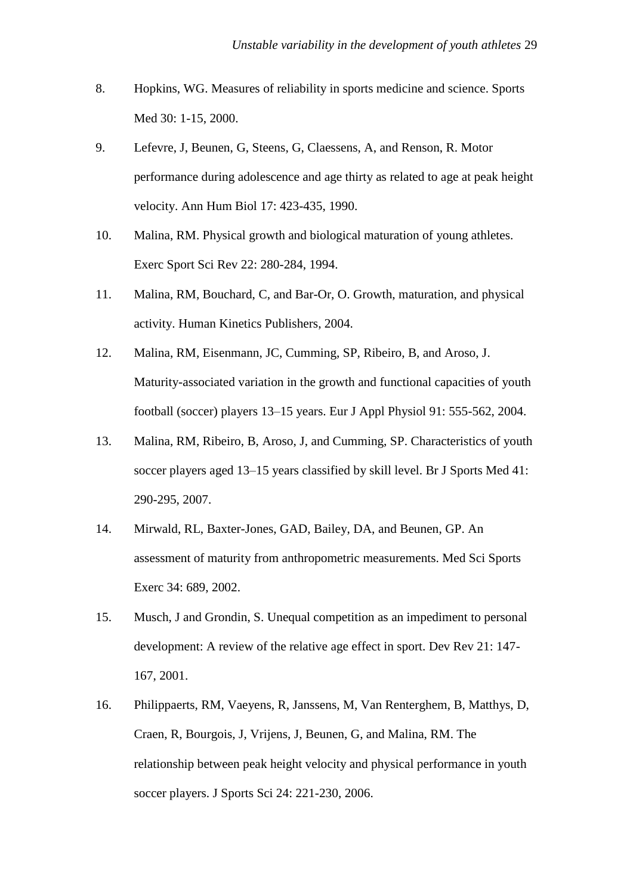8. Hopkins, WG. Measures of reliability in sports medicine and science. Sports Med 30: 1-15, 2000.

9. Lefevre, J, Beunen, G, Steens, G, Claessens, A, and Renson, R. Motor performance during adolescence and age thirty as related to age at peak height velocity. Ann Hum Biol 17: 423-435, 1990.

10. Malina, RM. Physical growth and biological maturation of young athletes. Exerc Sport Sci Rev 22: 280-284, 1994.

11. Malina, RM, Bouchard, C, and Bar-Or, O. Growth, maturation, and physical activity. Human Kinetics Publishers, 2004.

12. Malina, RM, Eisenmann, JC, Cumming, SP, Ribeiro, B, and Aroso, J. Maturity-associated variation in the growth and functional capacities of youth football (soccer) players 13–15 years. Eur J Appl Physiol 91: 555-562, 2004.

13. Malina, RM, Ribeiro, B, Aroso, J, and Cumming, SP. Characteristics of youth soccer players aged 13–15 years classified by skill level. Br J Sports Med 41: 290-295, 2007.

14. Mirwald, RL, Baxter-Jones, GAD, Bailey, DA, and Beunen, GP. An assessment of maturity from anthropometric measurements. Med Sci Sports Exerc 34: 689, 2002.

15. Musch, J and Grondin, S. Unequal competition as an impediment to personal development: A review of the relative age effect in sport. Dev Rev 21: 147-167, 2001.

16. Philippaerts, RM, Vaeyens, R, Janssens, M, Van Renterghem, B, Matthys, D, Craen, R, Bourgois, J, Vrijens, J, Beunen, G, and Malina, RM. The relationship between peak height velocity and physical performance in youth soccer players. J Sports Sci 24: 221-230, 2006.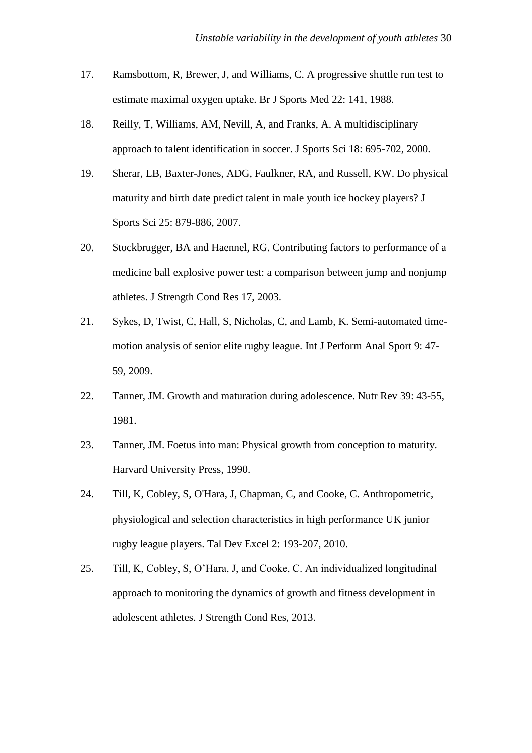17. Ramsbottom, R, Brewer, J, and Williams, C. A progressive shuttle run test to estimate maximal oxygen uptake. Br J Sports Med 22: 141, 1988.
18. Reilly, T, Williams, AM, Nevill, A, and Franks, A. A multidisciplinary approach to talent identification in soccer. J Sports Sci 18: 695-702, 2000.
19. Sherar, LB, Baxter-Jones, ADG, Faulkner, RA, and Russell, KW. Do physical maturity and birth date predict talent in male youth ice hockey players? J Sports Sci 25: 879-886, 2007.
20. Stockbrugger, BA and Haennel, RG. Contributing factors to performance of a medicine ball explosive power test: a comparison between jump and nonjump athletes. J Strength Cond Res 17, 2003.
21. Sykes, D, Twist, C, Hall, S, Nicholas, C, and Lamb, K. Semi-automated time-motion analysis of senior elite rugby league. Int J Perform Anal Sport 9: 47-59, 2009.
22. Tanner, JM. Growth and maturation during adolescence. Nutr Rev 39: 43-55, 1981.
23. Tanner, JM. Foetus into man: Physical growth from conception to maturity. Harvard University Press, 1990.
24. Till, K, Cobley, S, O'Hara, J, Chapman, C, and Cooke, C. Anthropometric, physiological and selection characteristics in high performance UK junior rugby league players. Tal Dev Excel 2: 193-207, 2010.
25. Till, K, Cobley, S, O'Hara, J, and Cooke, C. An individualized longitudinal approach to monitoring the dynamics of growth and fitness development in adolescent athletes. J Strength Cond Res, 2013.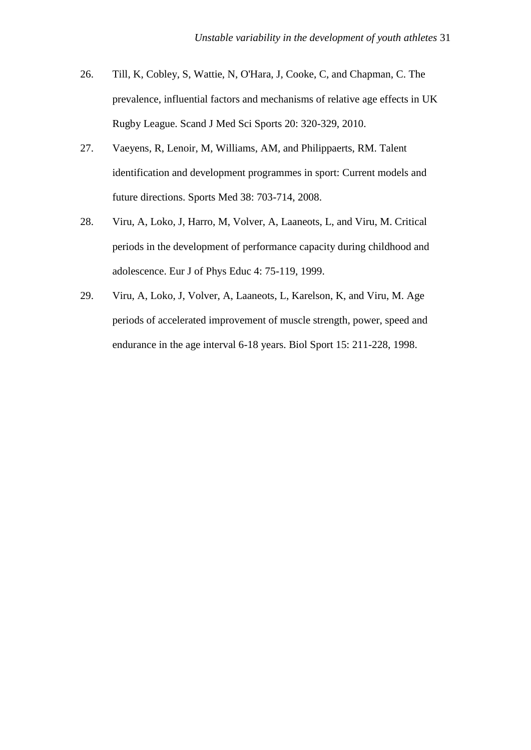26. Till, K, Cobley, S, Wattie, N, O'Hara, J, Cooke, C, and Chapman, C. The prevalence, influential factors and mechanisms of relative age effects in UK Rugby League. Scand J Med Sci Sports 20: 320-329, 2010.

27. Vaeyens, R, Lenoir, M, Williams, AM, and Philippaerts, RM. Talent identification and development programmes in sport: Current models and future directions. Sports Med 38: 703-714, 2008.

28. Viru, A, Loko, J, Harro, M, Volver, A, Laaneots, L, and Viru, M. Critical periods in the development of performance capacity during childhood and adolescence. Eur J of Phys Educ 4: 75-119, 1999.

29. Viru, A, Loko, J, Volver, A, Laaneots, L, Karelson, K, and Viru, M. Age periods of accelerated improvement of muscle strength, power, speed and endurance in the age interval 6-18 years. Biol Sport 15: 211-228, 1998.